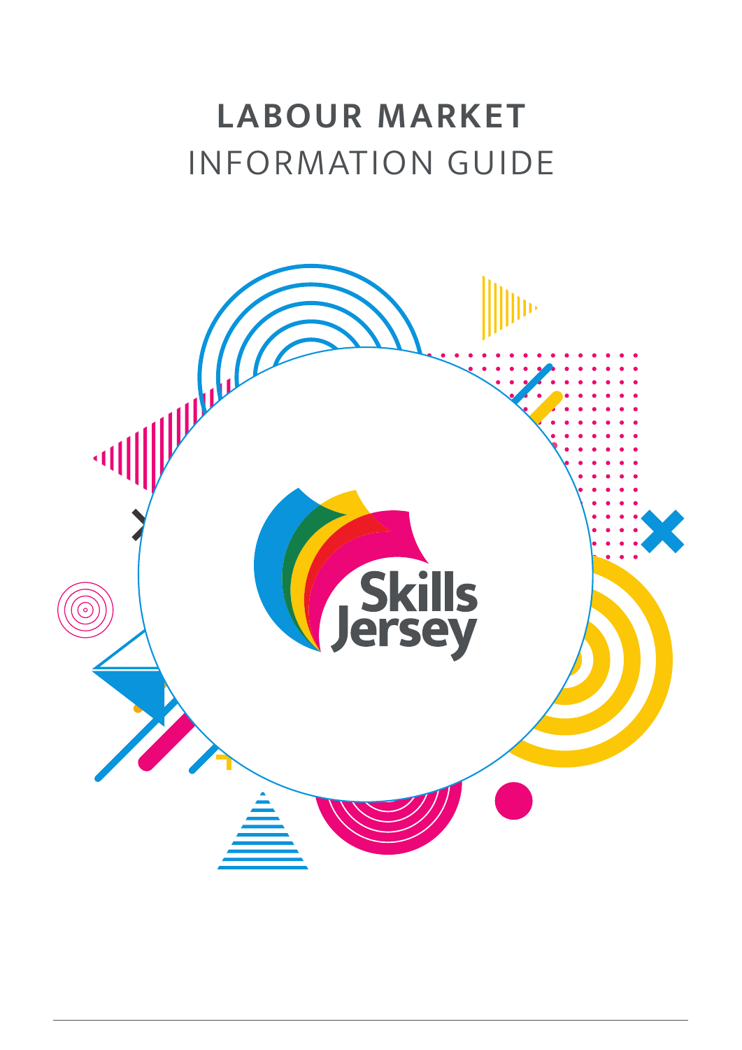# LABOUR MARKET INFORMATION GUIDE

Skills Jersey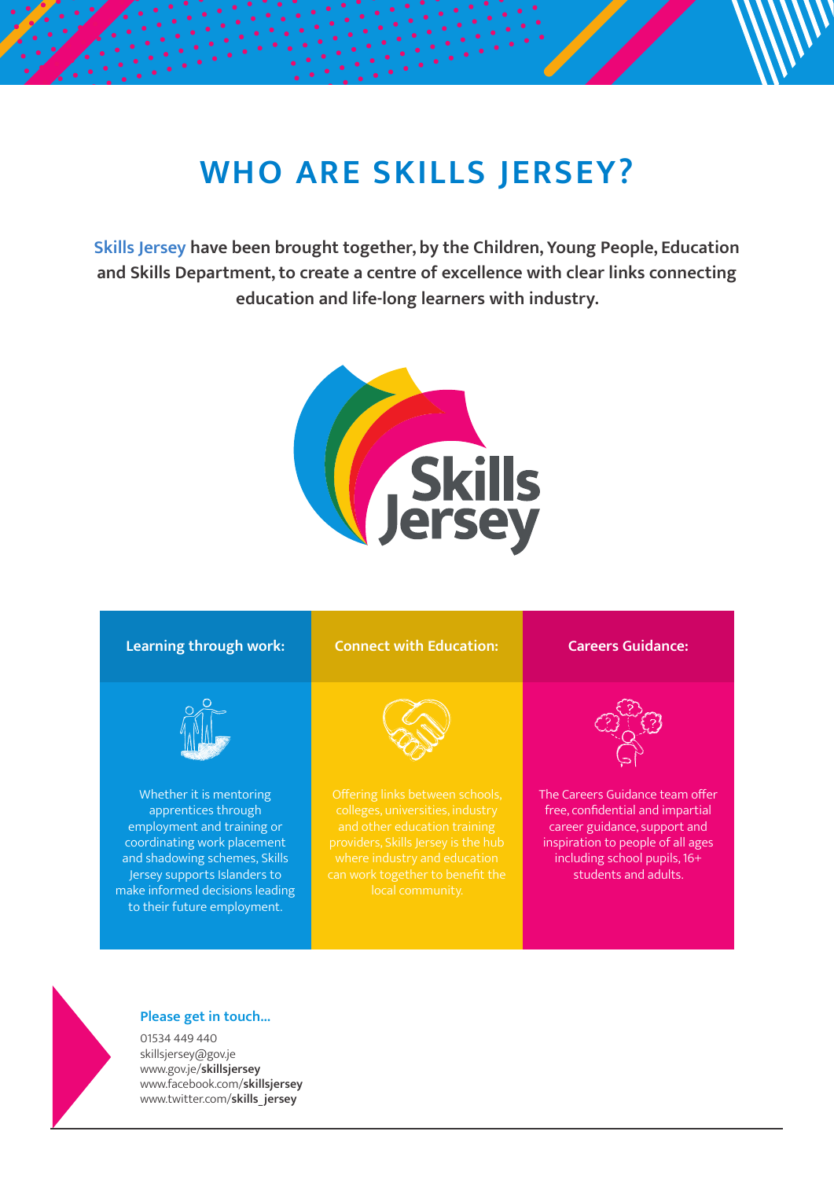# WHO ARE SKILLS JERSEY?

**Skills Jersey have been brought together, by the Children, Young People, Education and Skills Department, to create a centre of excellence with clear links connecting education and life-long learners with industry.**

| Learning through work: | Connect with Education: | Careers Guidance: |
|---|---|---|
| Whether it is mentoring apprentices through employment and training or coordinating work placement and shadowing schemes, Skills Jersey supports Islanders to make informed decisions leading to their future employment. | Offering links between schools, colleges, universities, industry and other education training providers, Skills Jersey is the hub where industry and education can work together to benefit the local community. | The Careers Guidance team offer free, confidential and impartial career guidance, support and inspiration to people of all ages including school pupils, 16+ students and adults. |

**Please get in touch...**

01534 449 440
skillsjersey@gov.je
www.gov.je/**skillsjersey**
www.facebook.com/**skillsjersey**
www.twitter.com/**skills_jersey**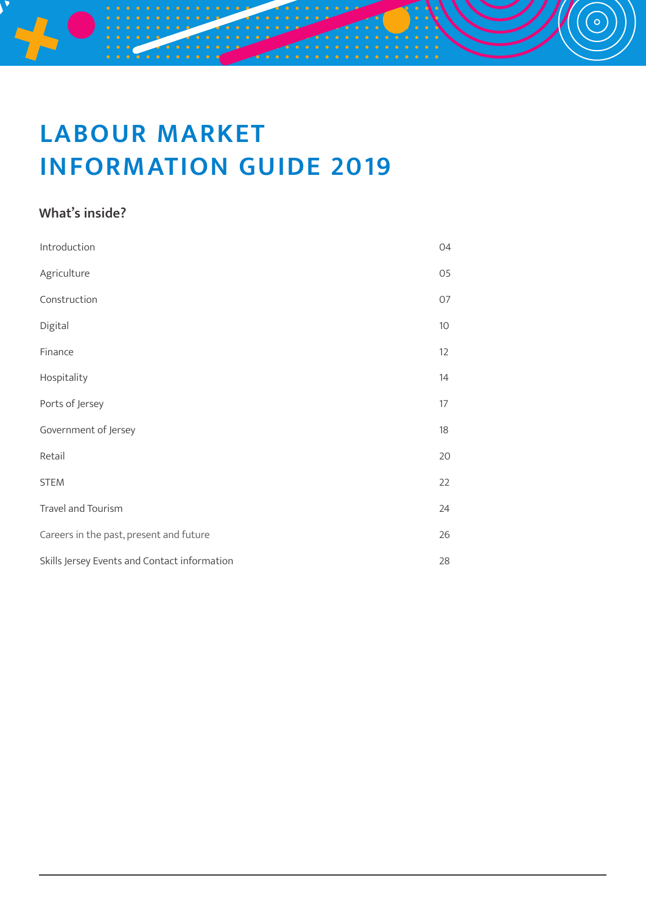# LABOUR MARKET INFORMATION GUIDE 2019

## What's inside?

| | |
|---|---|
| Introduction | 04 |
| Agriculture | 05 |
| Construction | 07 |
| Digital | 10 |
| Finance | 12 |
| Hospitality | 14 |
| Ports of Jersey | 17 |
| Government of Jersey | 18 |
| Retail | 20 |
| STEM | 22 |
| Travel and Tourism | 24 |
| Careers in the past, present and future | 26 |
| Skills Jersey Events and Contact information | 28 |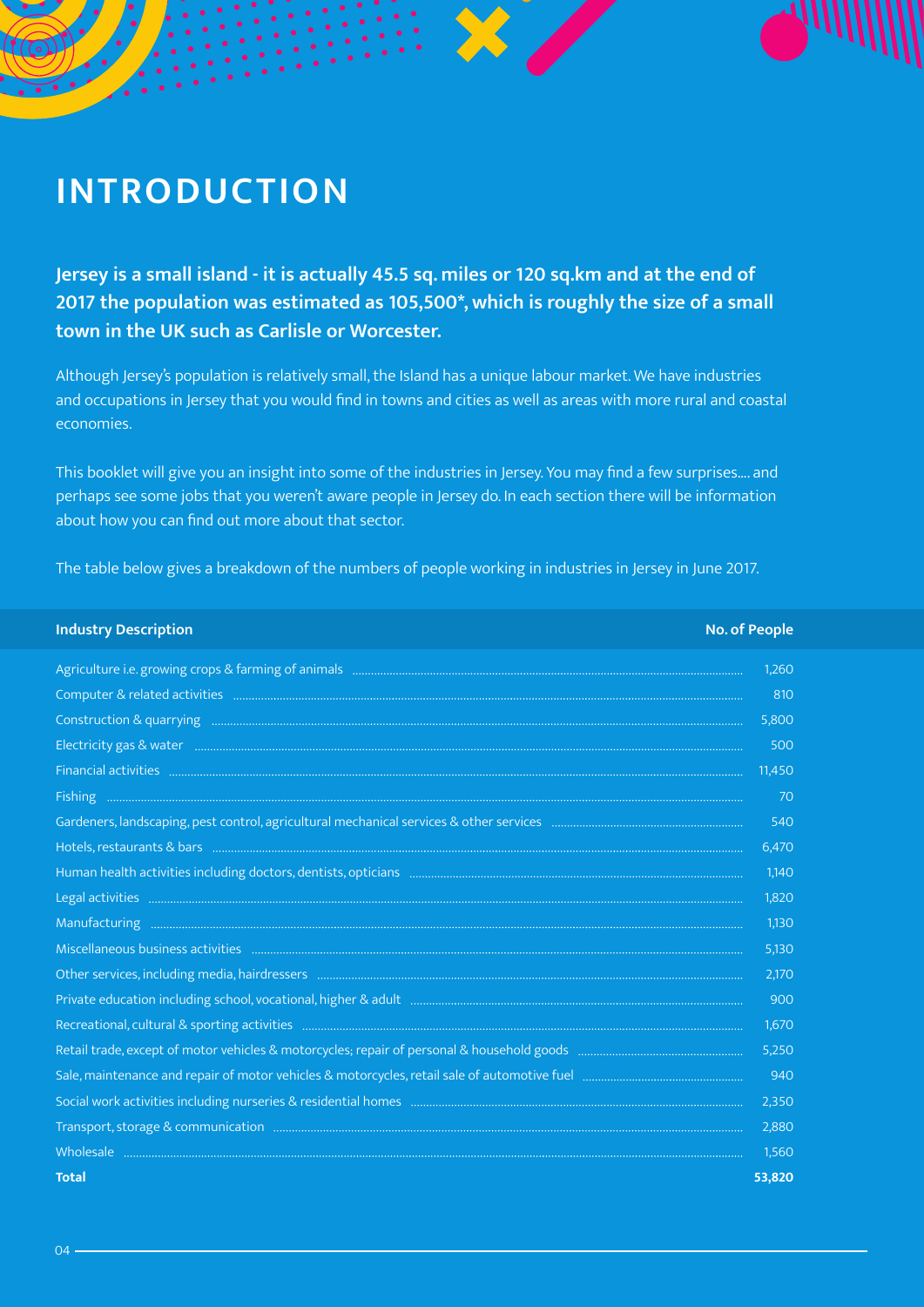# INTRODUCTION

**Jersey is a small island - it is actually 45.5 sq. miles or 120 sq.km and at the end of 2017 the population was estimated as 105,500*, which is roughly the size of a small town in the UK such as Carlisle or Worcester.**

Although Jersey's population is relatively small, the Island has a unique labour market. We have industries and occupations in Jersey that you would find in towns and cities as well as areas with more rural and coastal economies.

This booklet will give you an insight into some of the industries in Jersey. You may find a few surprises.... and perhaps see some jobs that you weren't aware people in Jersey do. In each section there will be information about how you can find out more about that sector.

The table below gives a breakdown of the numbers of people working in industries in Jersey in June 2017.

| Industry Description | No. of People |
|---|---|
| Agriculture i.e. growing crops & farming of animals | 1,260 |
| Computer & related activities | 810 |
| Construction & quarrying | 5,800 |
| Electricity gas & water | 500 |
| Financial activities | 11,450 |
| Fishing | 70 |
| Gardeners, landscaping, pest control, agricultural mechanical services & other services | 540 |
| Hotels, restaurants & bars | 6,470 |
| Human health activities including doctors, dentists, opticians | 1,140 |
| Legal activities | 1,820 |
| Manufacturing | 1,130 |
| Miscellaneous business activities | 5,130 |
| Other services, including media, hairdressers | 2,170 |
| Private education including school, vocational, higher & adult | 900 |
| Recreational, cultural & sporting activities | 1,670 |
| Retail trade, except of motor vehicles & motorcycles; repair of personal & household goods | 5,250 |
| Sale, maintenance and repair of motor vehicles & motorcycles, retail sale of automotive fuel | 940 |
| Social work activities including nurseries & residential homes | 2,350 |
| Transport, storage & communication | 2,880 |
| Wholesale | 1,560 |
| **Total** | **53,820** |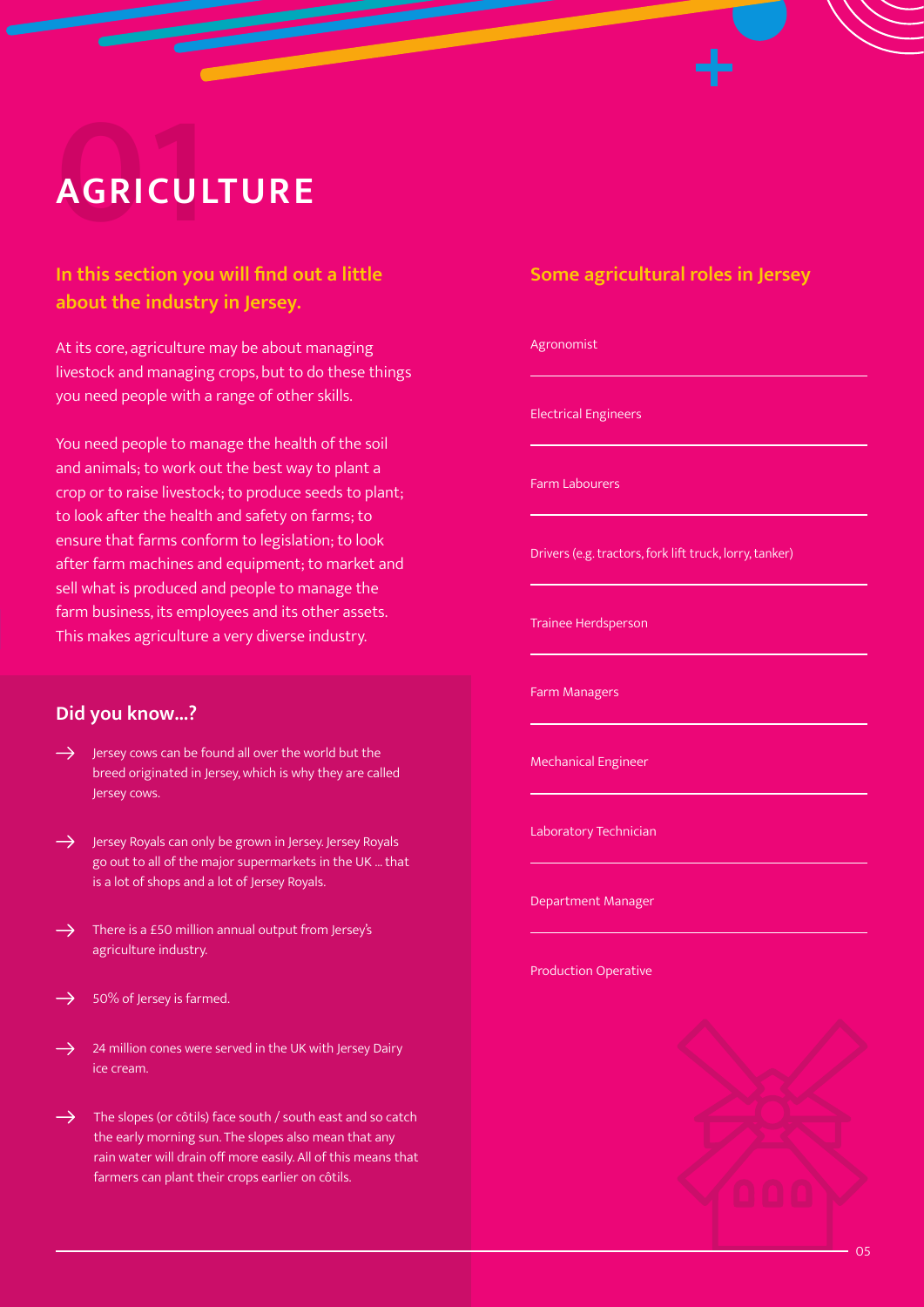# 01 AGRICULTURE

## In this section you will find out a little about the industry in Jersey.

At its core, agriculture may be about managing livestock and managing crops, but to do these things you need people with a range of other skills.

You need people to manage the health of the soil and animals; to work out the best way to plant a crop or to raise livestock; to produce seeds to plant; to look after the health and safety on farms; to ensure that farms conform to legislation; to look after farm machines and equipment; to market and sell what is produced and people to manage the farm business, its employees and its other assets. This makes agriculture a very diverse industry.

### Did you know...?

- Jersey cows can be found all over the world but the breed originated in Jersey, which is why they are called Jersey cows.
- Jersey Royals can only be grown in Jersey. Jersey Royals go out to all of the major supermarkets in the UK ... that is a lot of shops and a lot of Jersey Royals.
- There is a £50 million annual output from Jersey's agriculture industry.
- 50% of Jersey is farmed.
- 24 million cones were served in the UK with Jersey Dairy ice cream.
- The slopes (or côtils) face south / south east and so catch the early morning sun. The slopes also mean that any rain water will drain off more easily. All of this means that farmers can plant their crops earlier on côtils.

## Some agricultural roles in Jersey

- Agronomist
- Electrical Engineers
- Farm Labourers
- Drivers (e.g. tractors, fork lift truck, lorry, tanker)
- Trainee Herdsperson
- Farm Managers
- Mechanical Engineer
- Laboratory Technician
- Department Manager
- Production Operative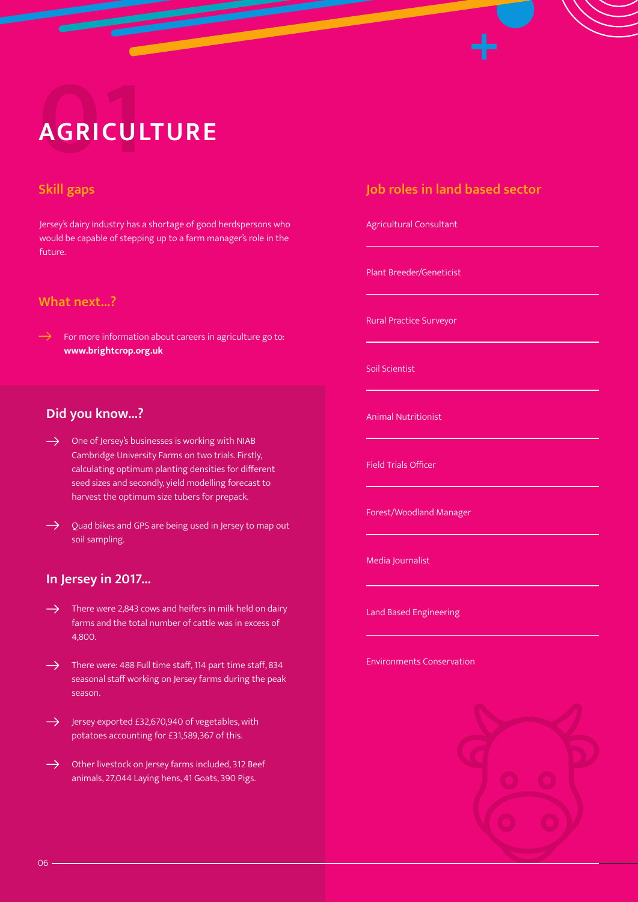# 01 AGRICULTURE

## Skill gaps

Jersey's dairy industry has a shortage of good herdspersons who would be capable of stepping up to a farm manager's role in the future.

## What next...?

→ For more information about careers in agriculture go to: **www.brightcrop.org.uk**

## Did you know...?

- One of Jersey's businesses is working with NIAB Cambridge University Farms on two trials. Firstly, calculating optimum planting densities for different seed sizes and secondly, yield modelling forecast to harvest the optimum size tubers for prepack.
- Quad bikes and GPS are being used in Jersey to map out soil sampling.

## In Jersey in 2017...

- There were 2,843 cows and heifers in milk held on dairy farms and the total number of cattle was in excess of 4,800.
- There were: 488 Full time staff, 114 part time staff, 834 seasonal staff working on Jersey farms during the peak season.
- Jersey exported £32,670,940 of vegetables, with potatoes accounting for £31,589,367 of this.
- Other livestock on Jersey farms included, 312 Beef animals, 27,044 Laying hens, 41 Goats, 390 Pigs.

## Job roles in land based sector

- Agricultural Consultant
- Plant Breeder/Geneticist
- Rural Practice Surveyor
- Soil Scientist
- Animal Nutritionist
- Field Trials Officer
- Forest/Woodland Manager
- Media Journalist
- Land Based Engineering
- Environments Conservation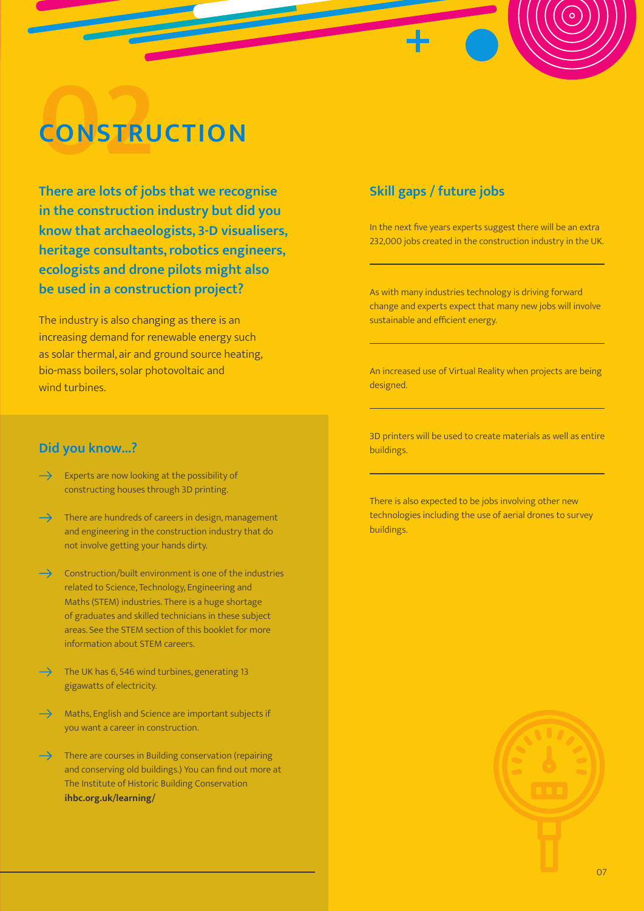# 02 CONSTRUCTION

**There are lots of jobs that we recognise in the construction industry but did you know that archaeologists, 3-D visualisers, heritage consultants, robotics engineers, ecologists and drone pilots might also be used in a construction project?**

The industry is also changing as there is an increasing demand for renewable energy such as solar thermal, air and ground source heating, bio-mass boilers, solar photovoltaic and wind turbines.

## Did you know...?

- Experts are now looking at the possibility of constructing houses through 3D printing.
- There are hundreds of careers in design, management and engineering in the construction industry that do not involve getting your hands dirty.
- Construction/built environment is one of the industries related to Science, Technology, Engineering and Maths (STEM) industries. There is a huge shortage of graduates and skilled technicians in these subject areas. See the STEM section of this booklet for more information about STEM careers.
- The UK has 6, 546 wind turbines, generating 13 gigawatts of electricity.
- Maths, English and Science are important subjects if you want a career in construction.
- There are courses in Building conservation (repairing and conserving old buildings.) You can find out more at The Institute of Historic Building Conservation **ihbc.org.uk/learning/**

## Skill gaps / future jobs

In the next five years experts suggest there will be an extra 232,000 jobs created in the construction industry in the UK.

As with many industries technology is driving forward change and experts expect that many new jobs will involve sustainable and efficient energy.

An increased use of Virtual Reality when projects are being designed.

3D printers will be used to create materials as well as entire buildings.

There is also expected to be jobs involving other new technologies including the use of aerial drones to survey buildings.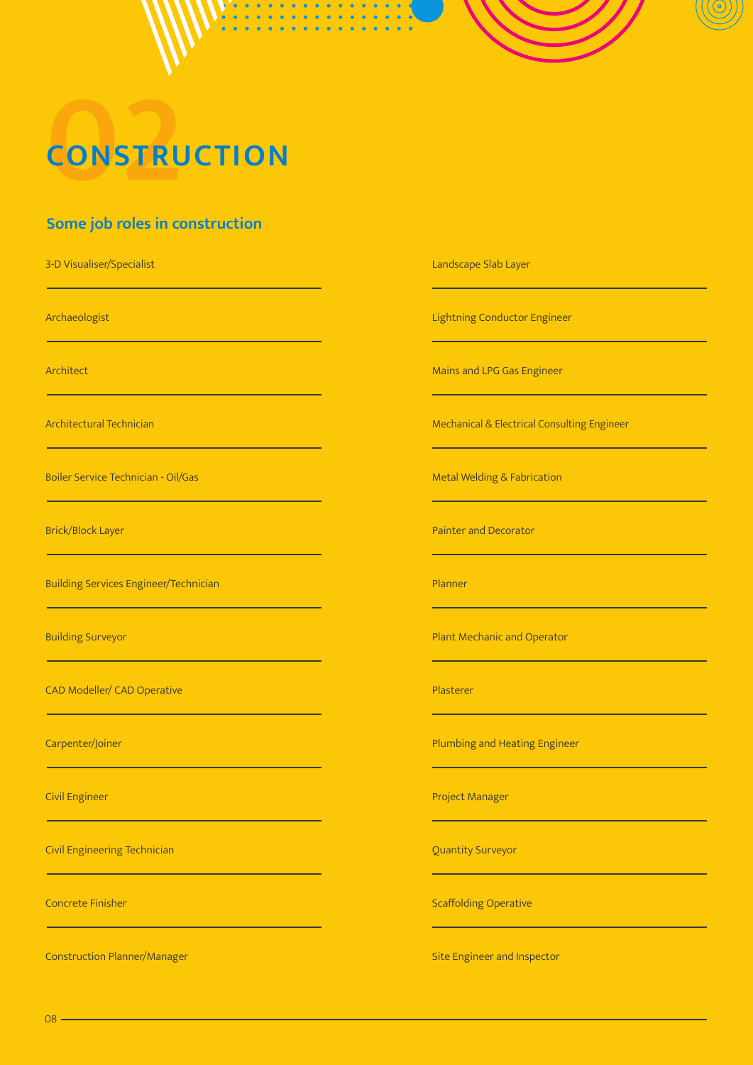# 02 CONSTRUCTION

## Some job roles in construction

- 3-D Visualiser/Specialist
- Archaeologist
- Architect
- Architectural Technician
- Boiler Service Technician - Oil/Gas
- Brick/Block Layer
- Building Services Engineer/Technician
- Building Surveyor
- CAD Modeller/ CAD Operative
- Carpenter/Joiner
- Civil Engineer
- Civil Engineering Technician
- Concrete Finisher
- Construction Planner/Manager
- Landscape Slab Layer
- Lightning Conductor Engineer
- Mains and LPG Gas Engineer
- Mechanical & Electrical Consulting Engineer
- Metal Welding & Fabrication
- Painter and Decorator
- Planner
- Plant Mechanic and Operator
- Plasterer
- Plumbing and Heating Engineer
- Project Manager
- Quantity Surveyor
- Scaffolding Operative
- Site Engineer and Inspector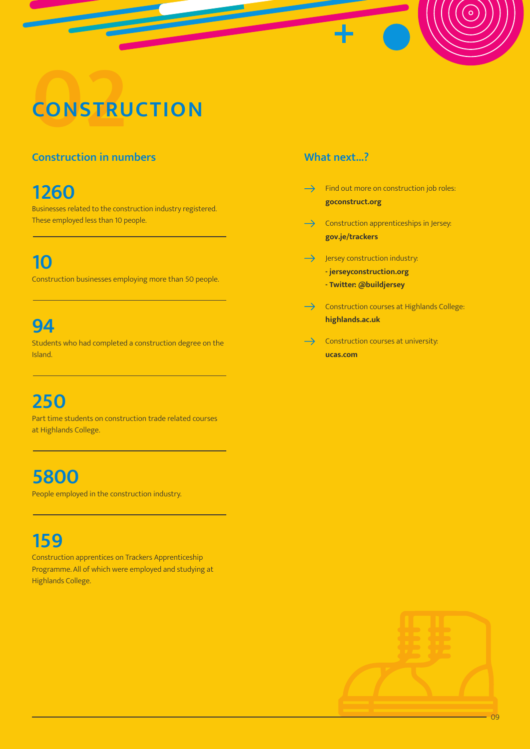# 02 CONSTRUCTION

## Construction in numbers

**1260**
Businesses related to the construction industry registered. These employed less than 10 people.

**10**
Construction businesses employing more than 50 people.

**94**
Students who had completed a construction degree on the Island.

**250**
Part time students on construction trade related courses at Highlands College.

**5800**
People employed in the construction industry.

**159**
Construction apprentices on Trackers Apprenticeship Programme. All of which were employed and studying at Highlands College.

## What next...?

→ Find out more on construction job roles:
**goconstruct.org**

→ Construction apprenticeships in Jersey:
**gov.je/trackers**

→ Jersey construction industry:
**- jerseyconstruction.org**
**- Twitter: @buildjersey**

→ Construction courses at Highlands College:
**highlands.ac.uk**

→ Construction courses at university:
**ucas.com**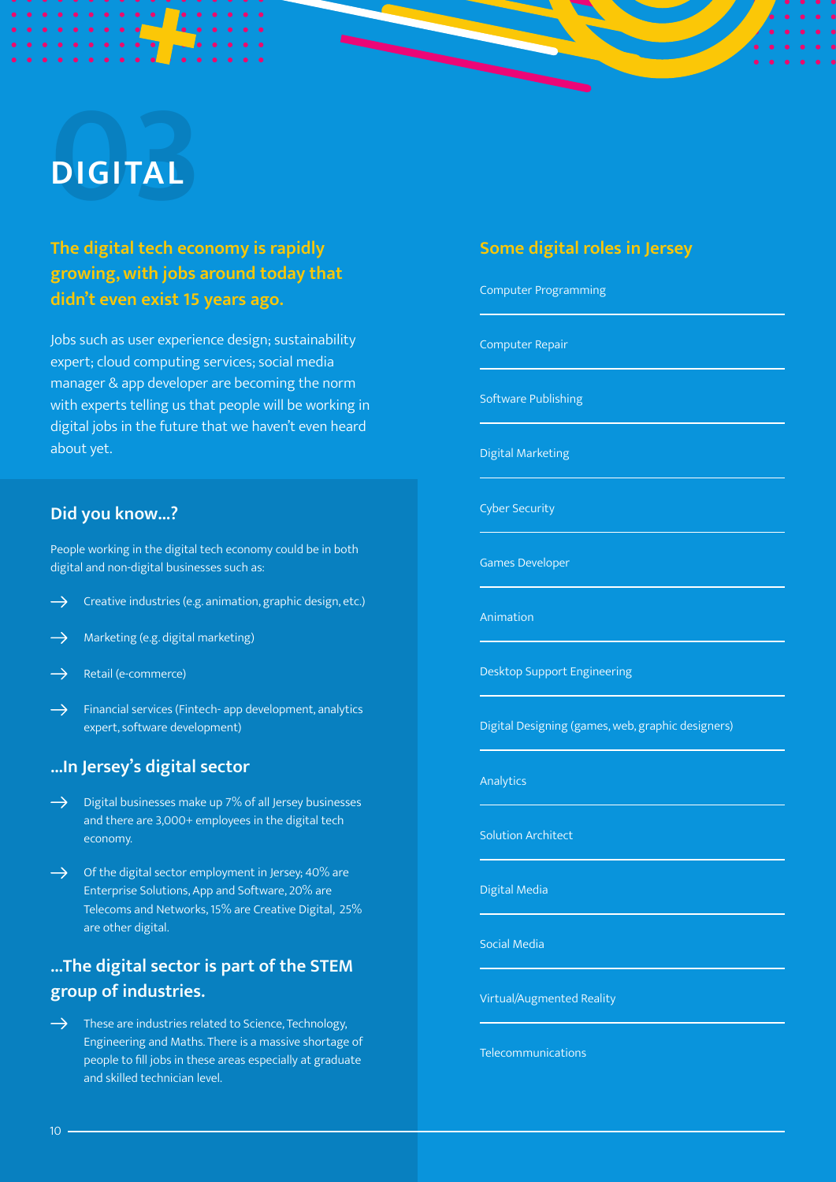# 03 DIGITAL

## The digital tech economy is rapidly growing, with jobs around today that didn't even exist 15 years ago.

Jobs such as user experience design; sustainability expert; cloud computing services; social media manager & app developer are becoming the norm with experts telling us that people will be working in digital jobs in the future that we haven't even heard about yet.

### Did you know...?

People working in the digital tech economy could be in both digital and non-digital businesses such as:

- Creative industries (e.g. animation, graphic design, etc.)
- Marketing (e.g. digital marketing)
- Retail (e-commerce)
- Financial services (Fintech- app development, analytics expert, software development)

### ...In Jersey's digital sector

- Digital businesses make up 7% of all Jersey businesses and there are 3,000+ employees in the digital tech economy.
- Of the digital sector employment in Jersey; 40% are Enterprise Solutions, App and Software, 20% are Telecoms and Networks, 15% are Creative Digital, 25% are other digital.

### ...The digital sector is part of the STEM group of industries.

- These are industries related to Science, Technology, Engineering and Maths. There is a massive shortage of people to fill jobs in these areas especially at graduate and skilled technician level.

## Some digital roles in Jersey

- Computer Programming
- Computer Repair
- Software Publishing
- Digital Marketing
- Cyber Security
- Games Developer
- Animation
- Desktop Support Engineering
- Digital Designing (games, web, graphic designers)
- Analytics
- Solution Architect
- Digital Media
- Social Media
- Virtual/Augmented Reality
- Telecommunications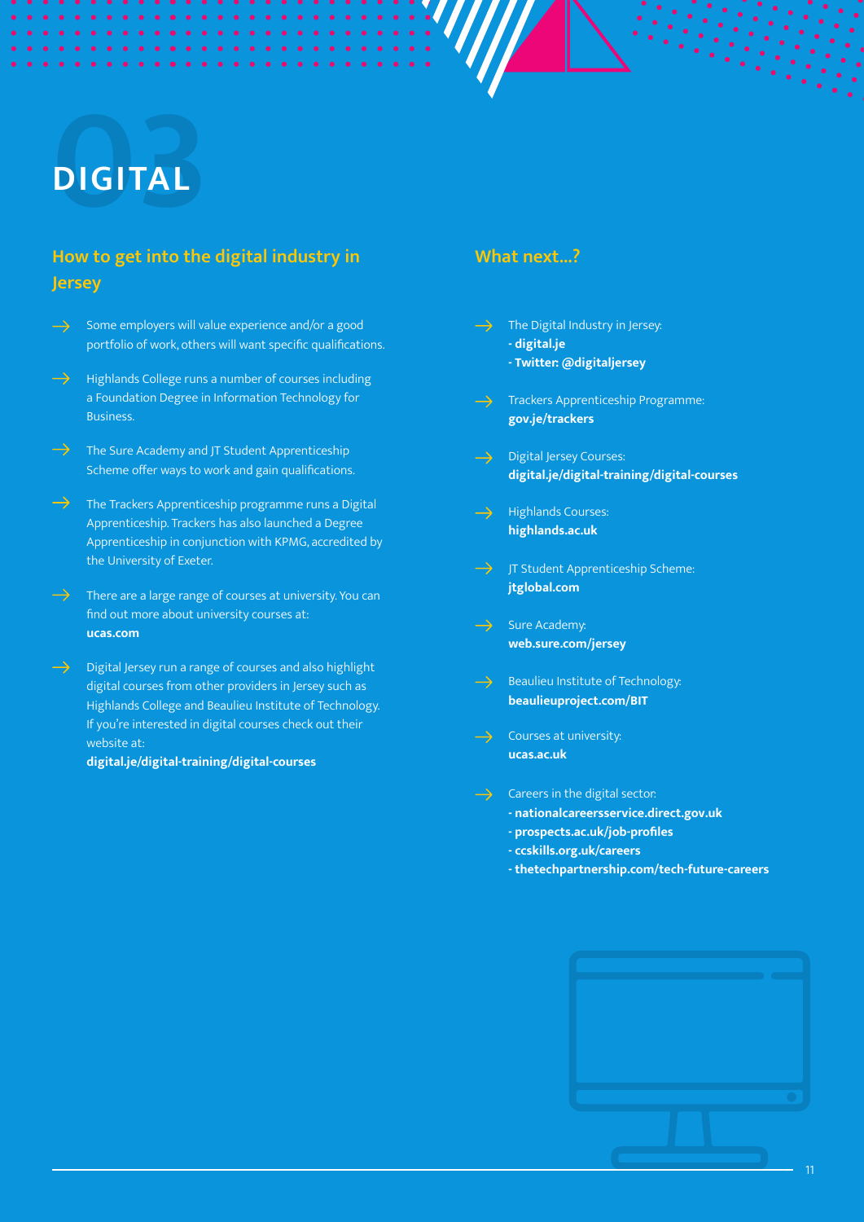# 03 DIGITAL

## How to get into the digital industry in Jersey

- Some employers will value experience and/or a good portfolio of work, others will want specific qualifications.
- Highlands College runs a number of courses including a Foundation Degree in Information Technology for Business.
- The Sure Academy and JT Student Apprenticeship Scheme offer ways to work and gain qualifications.
- The Trackers Apprenticeship programme runs a Digital Apprenticeship. Trackers has also launched a Degree Apprenticeship in conjunction with KPMG, accredited by the University of Exeter.
- There are a large range of courses at university. You can find out more about university courses at: **ucas.com**
- Digital Jersey run a range of courses and also highlight digital courses from other providers in Jersey such as Highlands College and Beaulieu Institute of Technology. If you're interested in digital courses check out their website at: **digital.je/digital-training/digital-courses**

## What next...?

- The Digital Industry in Jersey:
  **- digital.je**
  **- Twitter: @digitaljersey**
- Trackers Apprenticeship Programme: **gov.je/trackers**
- Digital Jersey Courses: **digital.je/digital-training/digital-courses**
- Highlands Courses: **highlands.ac.uk**
- JT Student Apprenticeship Scheme: **jtglobal.com**
- Sure Academy: **web.sure.com/jersey**
- Beaulieu Institute of Technology: **beaulieuproject.com/BIT**
- Courses at university: **ucas.ac.uk**
- Careers in the digital sector:
  **- nationalcareersservice.direct.gov.uk**
  **- prospects.ac.uk/job-profiles**
  **- ccskills.org.uk/careers**
  **- thetechpartnership.com/tech-future-careers**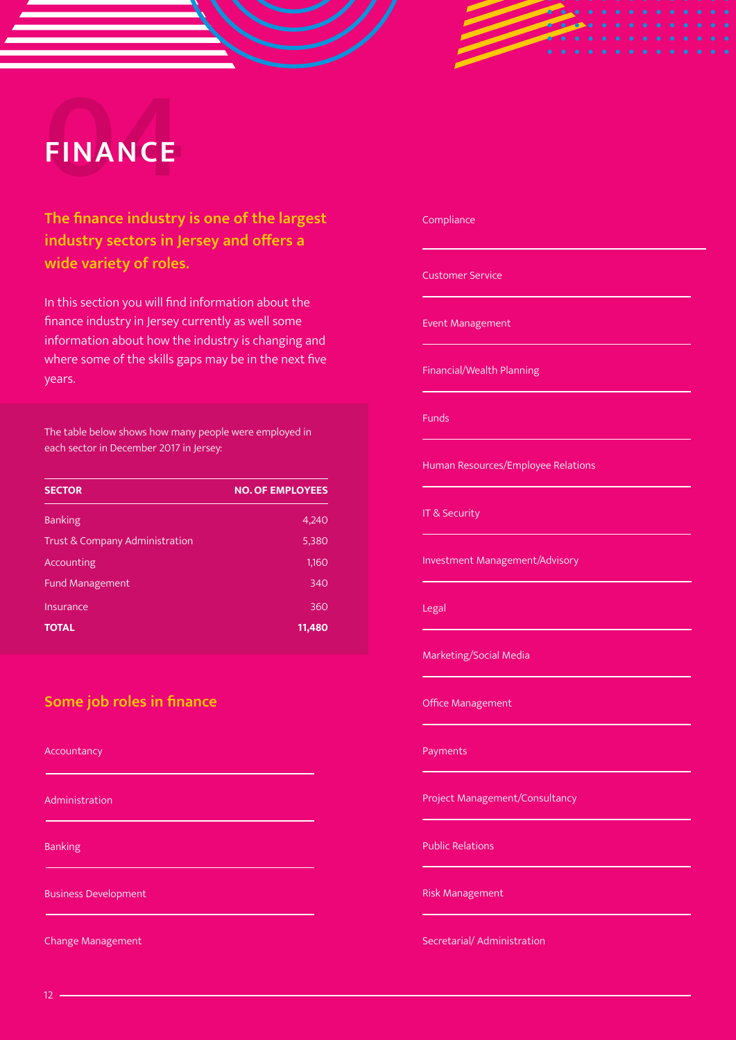# 04 FINANCE

**The finance industry is one of the largest industry sectors in Jersey and offers a wide variety of roles.**

In this section you will find information about the finance industry in Jersey currently as well some information about how the industry is changing and where some of the skills gaps may be in the next five years.

The table below shows how many people were employed in each sector in December 2017 in Jersey:

| SECTOR | NO. OF EMPLOYEES |
|---|---|
| Banking | 4,240 |
| Trust & Company Administration | 5,380 |
| Accounting | 1,160 |
| Fund Management | 340 |
| Insurance | 360 |
| **TOTAL** | **11,480** |

## Some job roles in finance

- Accountancy
- Administration
- Banking
- Business Development
- Change Management
- Compliance
- Customer Service
- Event Management
- Financial/Wealth Planning
- Funds
- Human Resources/Employee Relations
- IT & Security
- Investment Management/Advisory
- Legal
- Marketing/Social Media
- Office Management
- Payments
- Project Management/Consultancy
- Public Relations
- Risk Management
- Secretarial/ Administration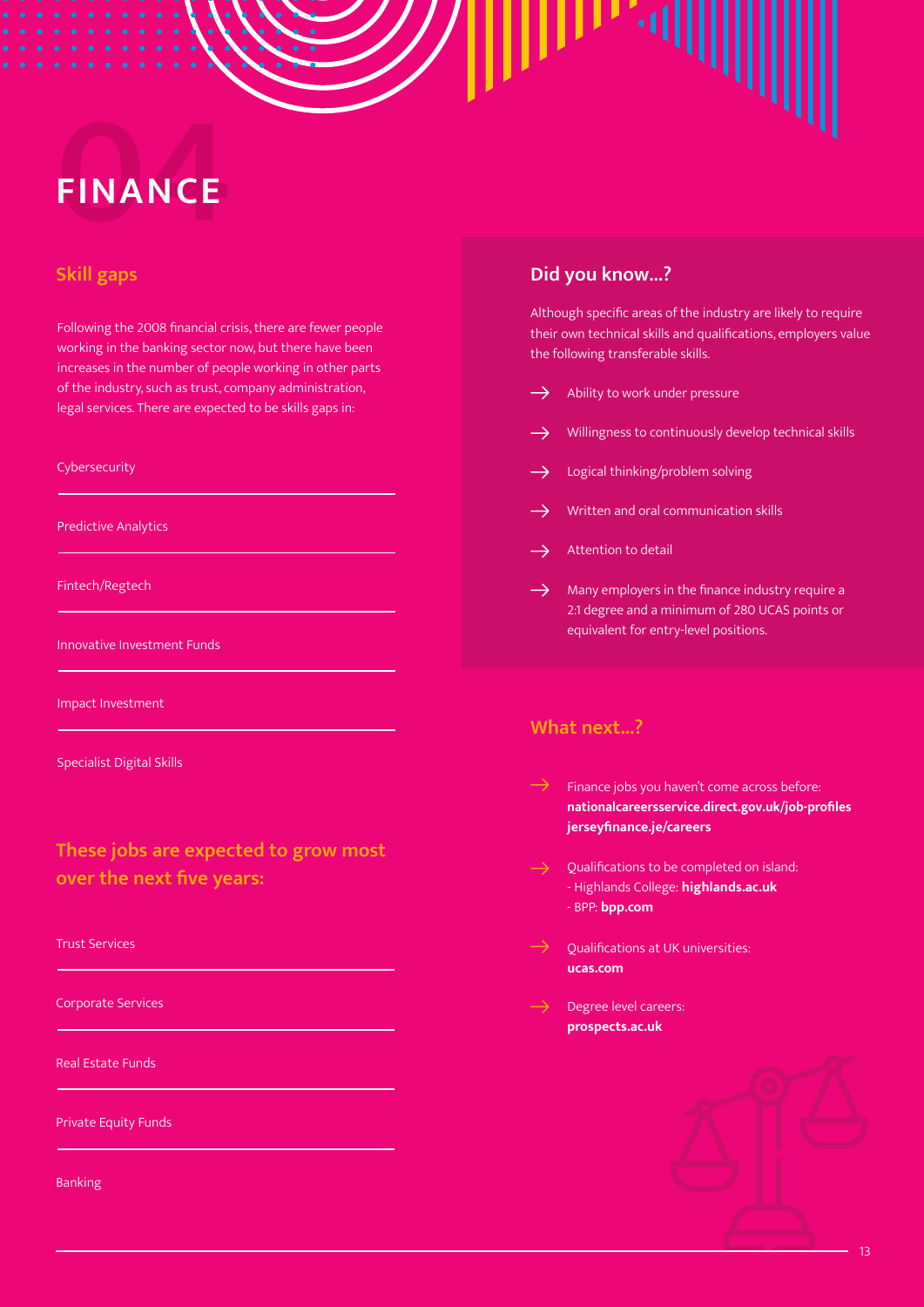# 04 FINANCE

## Skill gaps

Following the 2008 financial crisis, there are fewer people working in the banking sector now, but there have been increases in the number of people working in other parts of the industry, such as trust, company administration, legal services. There are expected to be skills gaps in:

- Cybersecurity
- Predictive Analytics
- Fintech/Regtech
- Innovative Investment Funds
- Impact Investment
- Specialist Digital Skills

## These jobs are expected to grow most over the next five years:

- Trust Services
- Corporate Services
- Real Estate Funds
- Private Equity Funds
- Banking

## Did you know...?

Although specific areas of the industry are likely to require their own technical skills and qualifications, employers value the following transferable skills.

- → Ability to work under pressure
- → Willingness to continuously develop technical skills
- → Logical thinking/problem solving
- → Written and oral communication skills
- → Attention to detail
- → Many employers in the finance industry require a 2:1 degree and a minimum of 280 UCAS points or equivalent for entry-level positions.

## What next...?

- → Finance jobs you haven't come across before:
  **nationalcareersservice.direct.gov.uk/job-profiles**
  **jerseyfinance.je/careers**
- → Qualifications to be completed on island:
  - Highlands College: **highlands.ac.uk**
  - BPP: **bpp.com**
- → Qualifications at UK universities:
  **ucas.com**
- → Degree level careers:
  **prospects.ac.uk**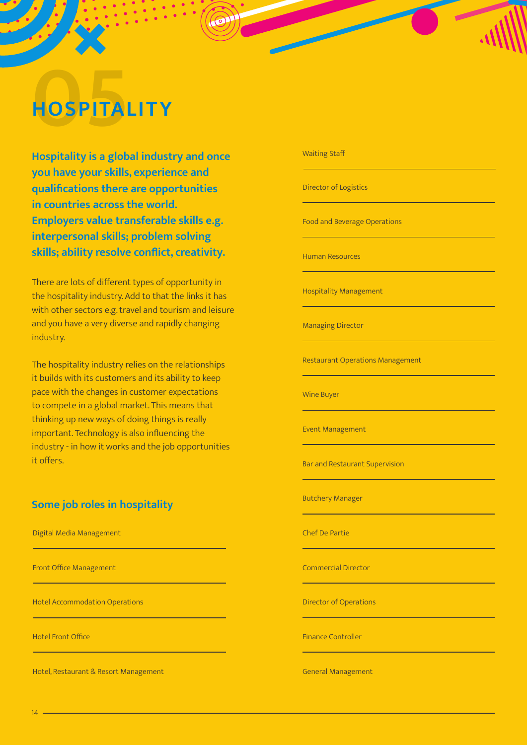# 05 HOSPITALITY

**Hospitality is a global industry and once you have your skills, experience and qualifications there are opportunities in countries across the world. Employers value transferable skills e.g. interpersonal skills; problem solving skills; ability resolve conflict, creativity.**

There are lots of different types of opportunity in the hospitality industry. Add to that the links it has with other sectors e.g. travel and tourism and leisure and you have a very diverse and rapidly changing industry.

The hospitality industry relies on the relationships it builds with its customers and its ability to keep pace with the changes in customer expectations to compete in a global market. This means that thinking up new ways of doing things is really important. Technology is also influencing the industry - in how it works and the job opportunities it offers.

## Some job roles in hospitality

- Digital Media Management
- Front Office Management
- Hotel Accommodation Operations
- Hotel Front Office
- Hotel, Restaurant & Resort Management
- Waiting Staff
- Director of Logistics
- Food and Beverage Operations
- Human Resources
- Hospitality Management
- Managing Director
- Restaurant Operations Management
- Wine Buyer
- Event Management
- Bar and Restaurant Supervision
- Butchery Manager
- Chef De Partie
- Commercial Director
- Director of Operations
- Finance Controller
- General Management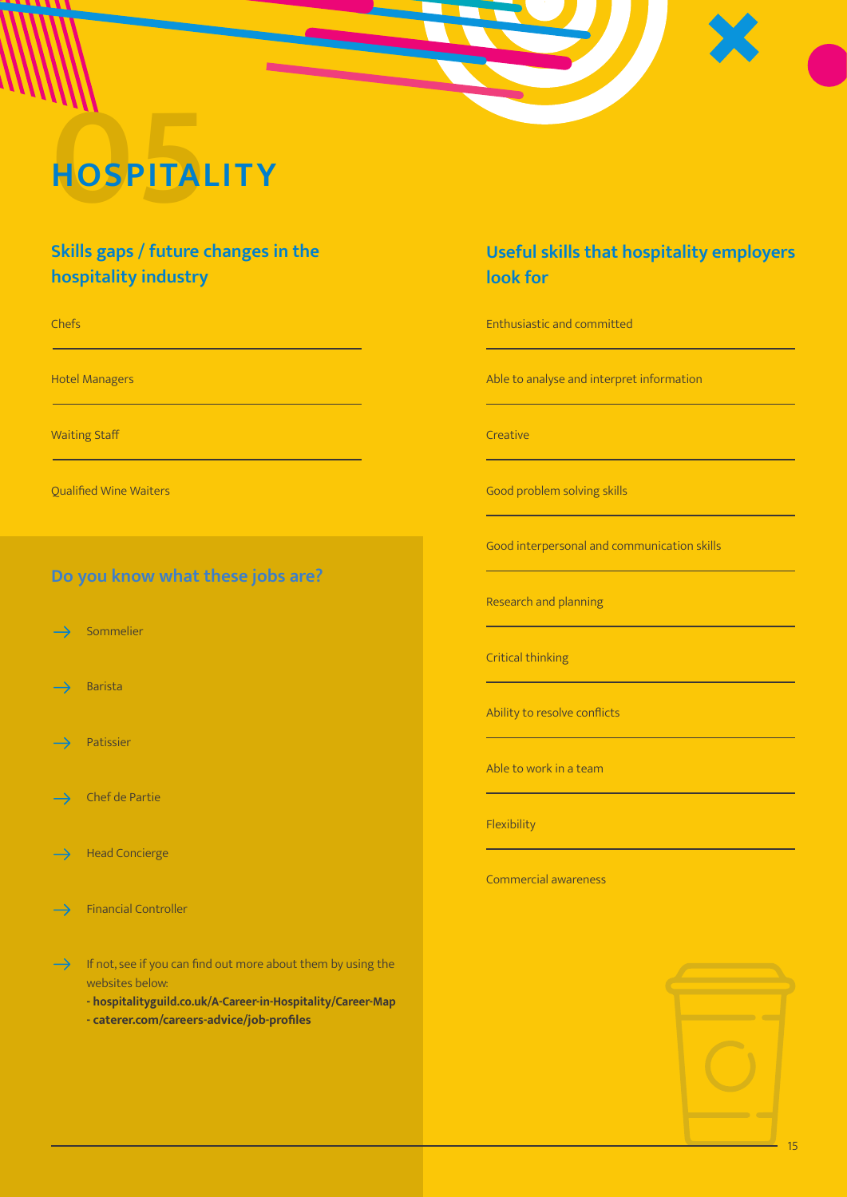# 05 HOSPITALITY

## Skills gaps / future changes in the hospitality industry

- Chefs
- Hotel Managers
- Waiting Staff
- Qualified Wine Waiters

## Do you know what these jobs are?

- Sommelier
- Barista
- Patissier
- Chef de Partie
- Head Concierge
- Financial Controller
- If not, see if you can find out more about them by using the websites below:
  **- hospitalityguild.co.uk/A-Career-in-Hospitality/Career-Map**
  **- caterer.com/careers-advice/job-profiles**

## Useful skills that hospitality employers look for

- Enthusiastic and committed
- Able to analyse and interpret information
- Creative
- Good problem solving skills
- Good interpersonal and communication skills
- Research and planning
- Critical thinking
- Ability to resolve conflicts
- Able to work in a team
- Flexibility
- Commercial awareness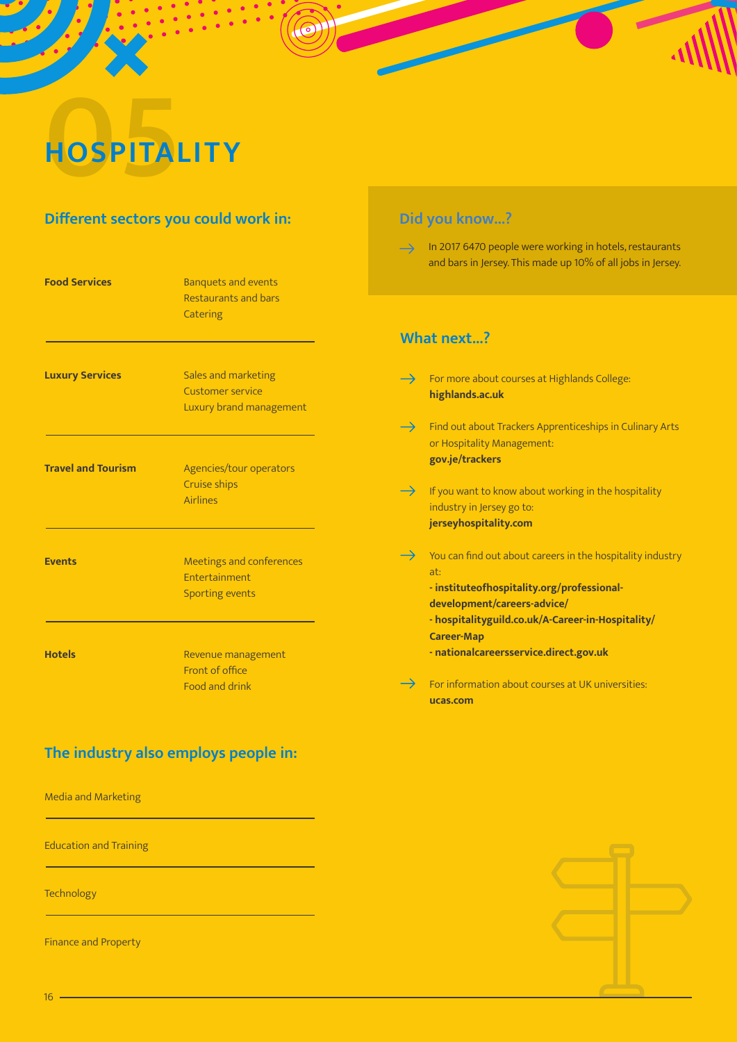# 05 HOSPITALITY

## Different sectors you could work in:

| Sector | Roles |
|---|---|
| **Food Services** | Banquets and events<br>Restaurants and bars<br>Catering |
| **Luxury Services** | Sales and marketing<br>Customer service<br>Luxury brand management |
| **Travel and Tourism** | Agencies/tour operators<br>Cruise ships<br>Airlines |
| **Events** | Meetings and conferences<br>Entertainment<br>Sporting events |
| **Hotels** | Revenue management<br>Front of office<br>Food and drink |

## The industry also employs people in:

- Media and Marketing
- Education and Training
- Technology
- Finance and Property

## Did you know...?

→ In 2017 6470 people were working in hotels, restaurants and bars in Jersey. This made up 10% of all jobs in Jersey.

## What next...?

→ For more about courses at Highlands College: **highlands.ac.uk**

→ Find out about Trackers Apprenticeships in Culinary Arts or Hospitality Management: **gov.je/trackers**

→ If you want to know about working in the hospitality industry in Jersey go to: **jerseyhospitality.com**

→ You can find out about careers in the hospitality industry at:
**- instituteofhospitality.org/professional-development/careers-advice/**
**- hospitalityguild.co.uk/A-Career-in-Hospitality/Career-Map**
**- nationalcareersservice.direct.gov.uk**

→ For information about courses at UK universities: **ucas.com**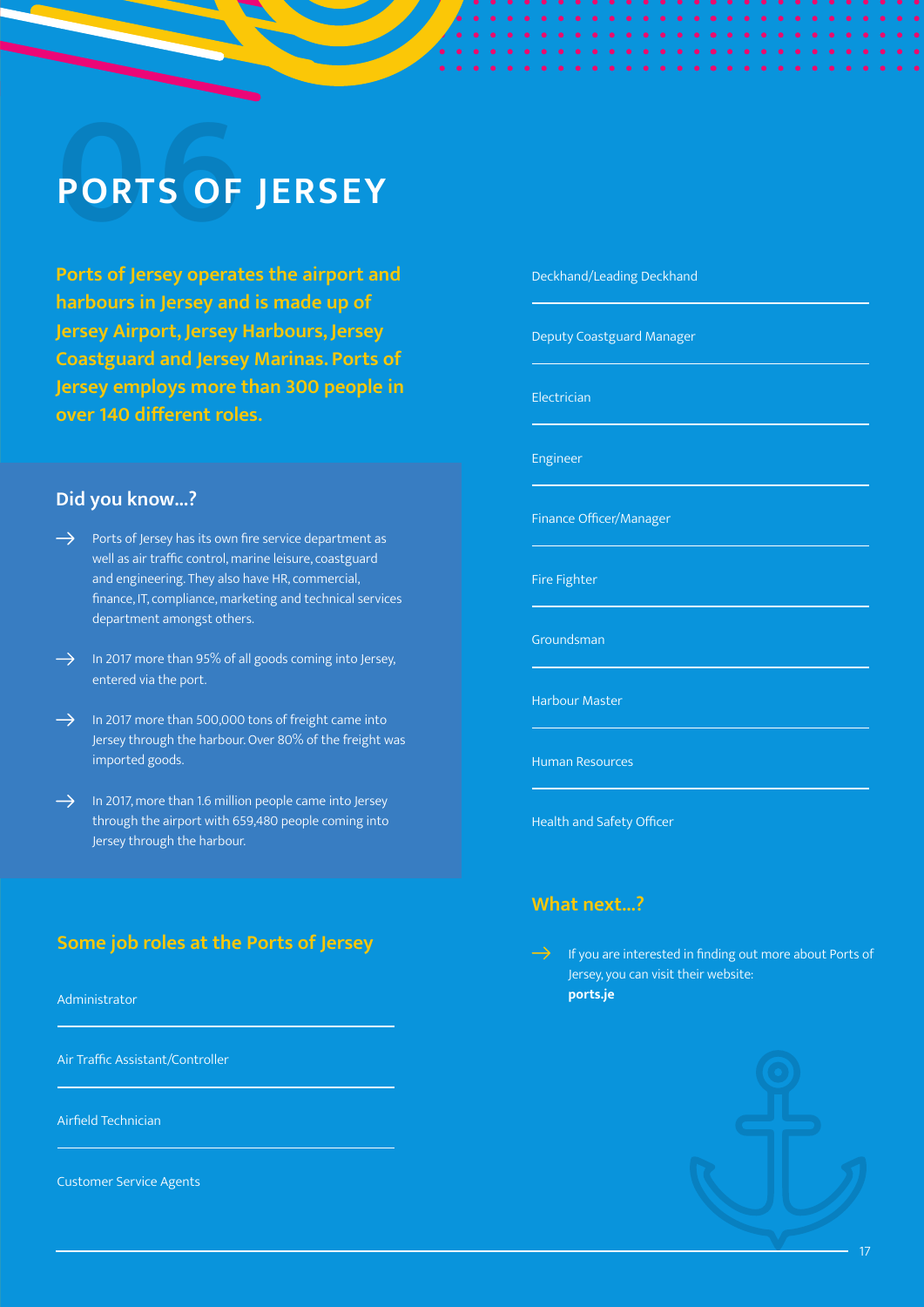# 06 PORTS OF JERSEY

**Ports of Jersey operates the airport and harbours in Jersey and is made up of Jersey Airport, Jersey Harbours, Jersey Coastguard and Jersey Marinas. Ports of Jersey employs more than 300 people in over 140 different roles.**

## Did you know...?

- Ports of Jersey has its own fire service department as well as air traffic control, marine leisure, coastguard and engineering. They also have HR, commercial, finance, IT, compliance, marketing and technical services department amongst others.
- In 2017 more than 95% of all goods coming into Jersey, entered via the port.
- In 2017 more than 500,000 tons of freight came into Jersey through the harbour. Over 80% of the freight was imported goods.
- In 2017, more than 1.6 million people came into Jersey through the airport with 659,480 people coming into Jersey through the harbour.

## Some job roles at the Ports of Jersey

- Administrator
- Air Traffic Assistant/Controller
- Airfield Technician
- Customer Service Agents
- Deckhand/Leading Deckhand
- Deputy Coastguard Manager
- Electrician
- Engineer
- Finance Officer/Manager
- Fire Fighter
- Groundsman
- Harbour Master
- Human Resources
- Health and Safety Officer

## What next...?

- If you are interested in finding out more about Ports of Jersey, you can visit their website: **ports.je**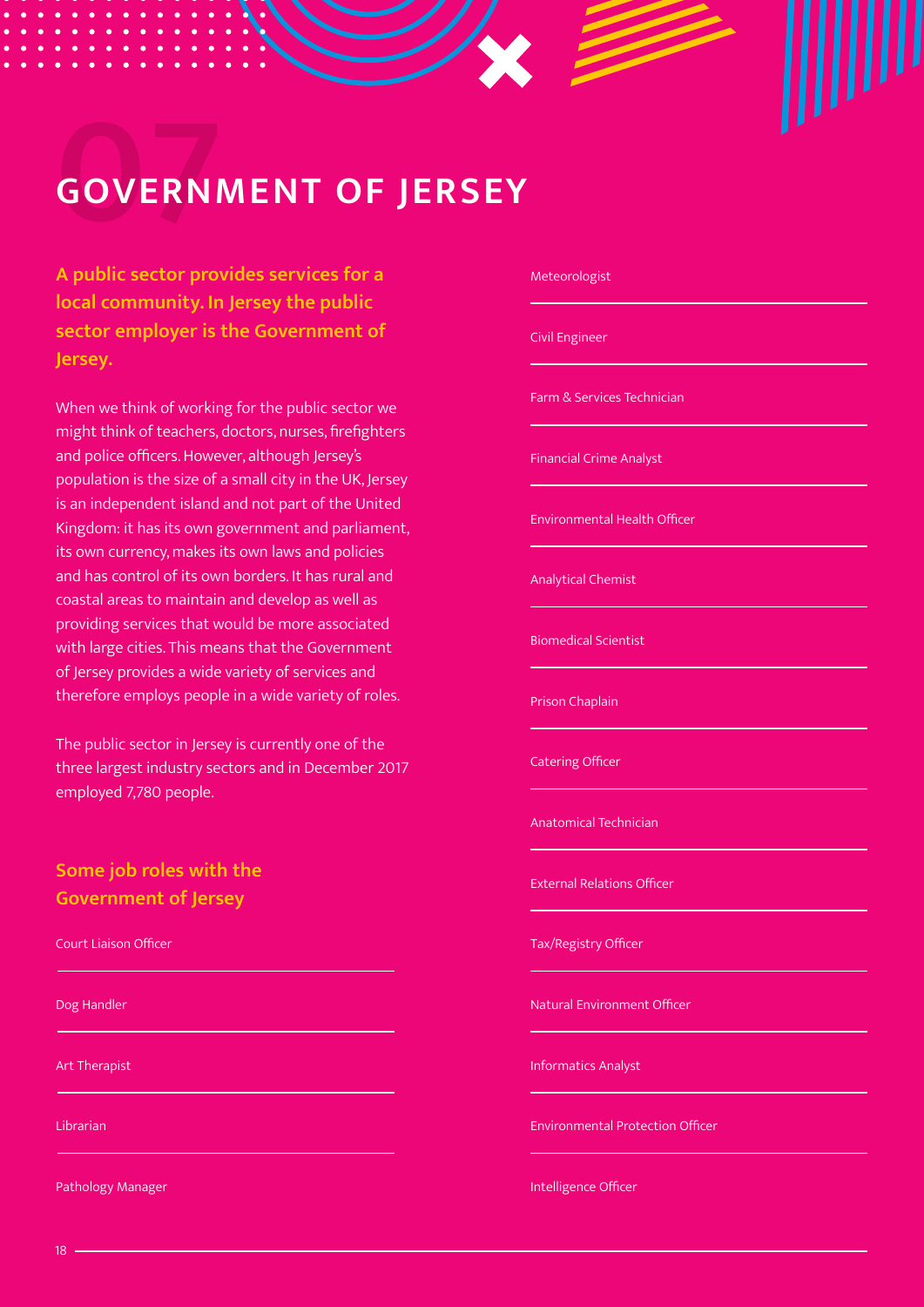# 07 GOVERNMENT OF JERSEY

**A public sector provides services for a local community. In Jersey the public sector employer is the Government of Jersey.**

When we think of working for the public sector we might think of teachers, doctors, nurses, firefighters and police officers. However, although Jersey's population is the size of a small city in the UK, Jersey is an independent island and not part of the United Kingdom: it has its own government and parliament, its own currency, makes its own laws and policies and has control of its own borders. It has rural and coastal areas to maintain and develop as well as providing services that would be more associated with large cities. This means that the Government of Jersey provides a wide variety of services and therefore employs people in a wide variety of roles.

The public sector in Jersey is currently one of the three largest industry sectors and in December 2017 employed 7,780 people.

## Some job roles with the Government of Jersey

- Court Liaison Officer
- Dog Handler
- Art Therapist
- Librarian
- Pathology Manager
- Meteorologist
- Civil Engineer
- Farm & Services Technician
- Financial Crime Analyst
- Environmental Health Officer
- Analytical Chemist
- Biomedical Scientist
- Prison Chaplain
- Catering Officer
- Anatomical Technician
- External Relations Officer
- Tax/Registry Officer
- Natural Environment Officer
- Informatics Analyst
- Environmental Protection Officer
- Intelligence Officer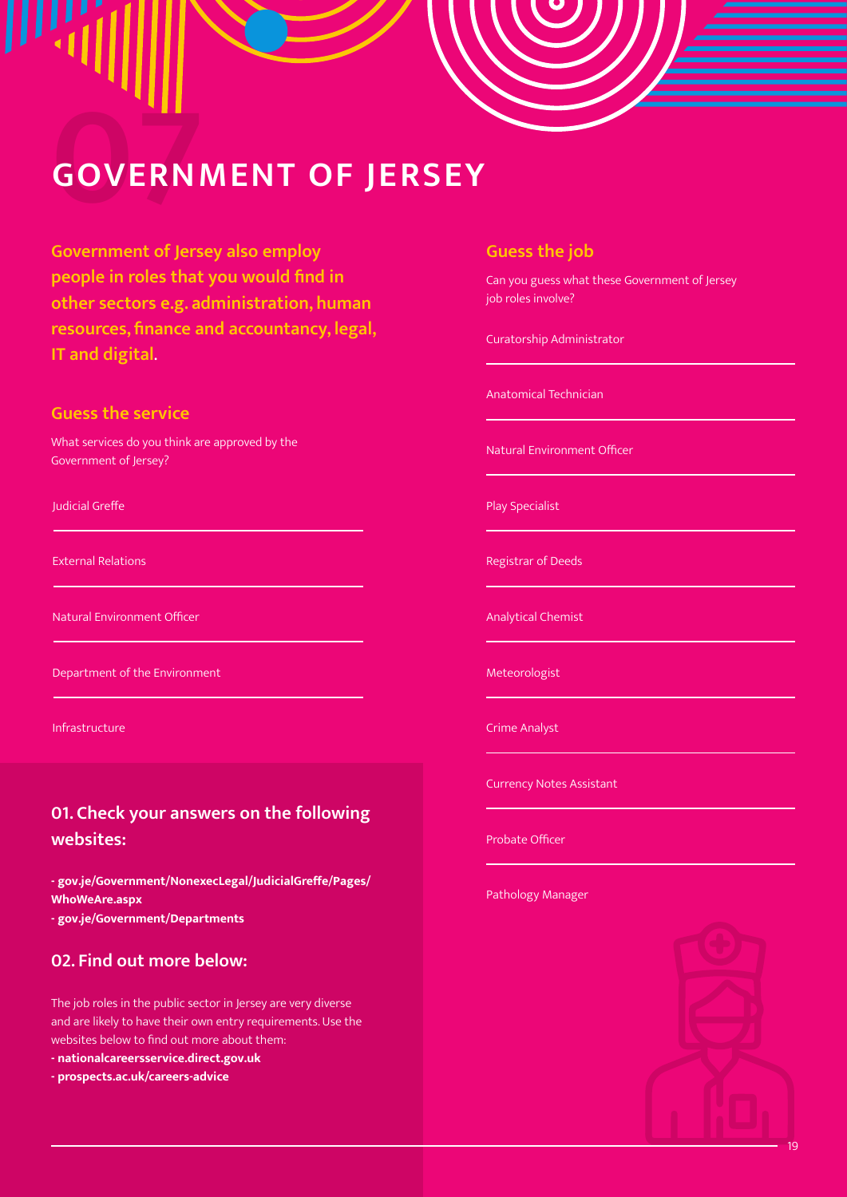# 07 GOVERNMENT OF JERSEY

**Government of Jersey also employ people in roles that you would find in other sectors e.g. administration, human resources, finance and accountancy, legal, IT and digital.**

## Guess the service

What services do you think are approved by the Government of Jersey?

Judicial Greffe

External Relations

Natural Environment Officer

Department of the Environment

Infrastructure

## 01. Check your answers on the following websites:

- **gov.je/Government/NonexecLegal/JudicialGreffe/Pages/WhoWeAre.aspx**
- **gov.je/Government/Departments**

## 02. Find out more below:

The job roles in the public sector in Jersey are very diverse and are likely to have their own entry requirements. Use the websites below to find out more about them:

- **nationalcareersservice.direct.gov.uk**
- **prospects.ac.uk/careers-advice**

## Guess the job

Can you guess what these Government of Jersey job roles involve?

Curatorship Administrator

Anatomical Technician

Natural Environment Officer

Play Specialist

Registrar of Deeds

Analytical Chemist

Meteorologist

Crime Analyst

Currency Notes Assistant

Probate Officer

Pathology Manager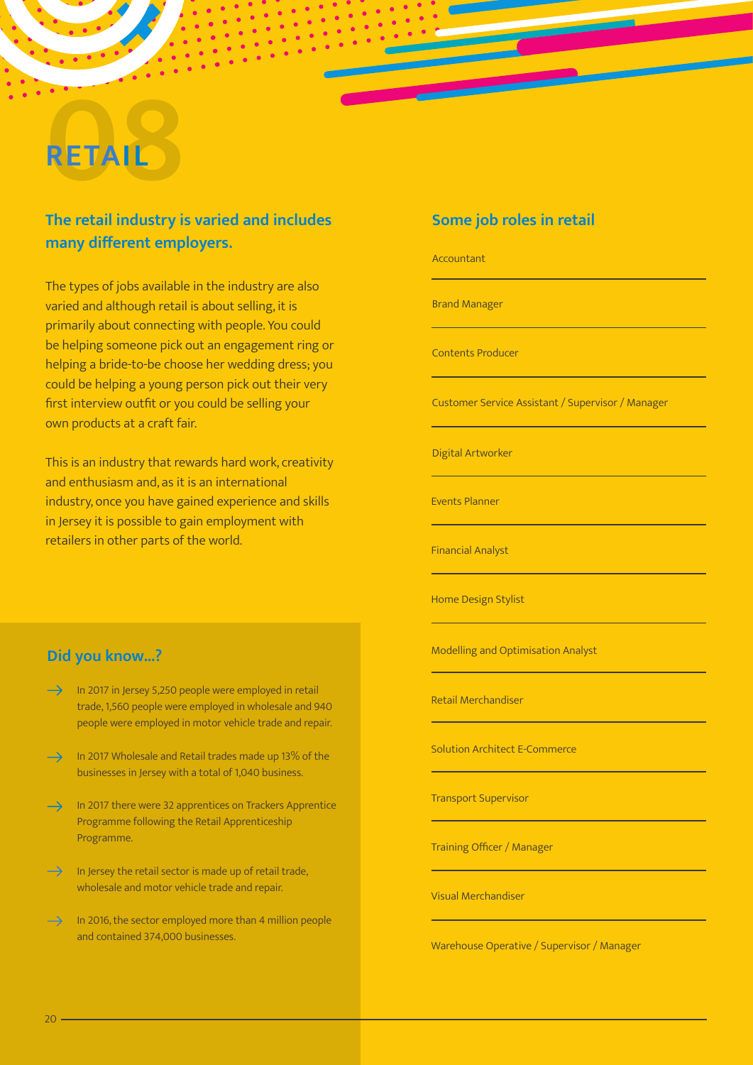# 08 RETAIL

## The retail industry is varied and includes many different employers.

The types of jobs available in the industry are also varied and although retail is about selling, it is primarily about connecting with people. You could be helping someone pick out an engagement ring or helping a bride-to-be choose her wedding dress; you could be helping a young person pick out their very first interview outfit or you could be selling your own products at a craft fair.

This is an industry that rewards hard work, creativity and enthusiasm and, as it is an international industry, once you have gained experience and skills in Jersey it is possible to gain employment with retailers in other parts of the world.

## Did you know...?

- In 2017 in Jersey 5,250 people were employed in retail trade, 1,560 people were employed in wholesale and 940 people were employed in motor vehicle trade and repair.
- In 2017 Wholesale and Retail trades made up 13% of the businesses in Jersey with a total of 1,040 business.
- In 2017 there were 32 apprentices on Trackers Apprentice Programme following the Retail Apprenticeship Programme.
- In Jersey the retail sector is made up of retail trade, wholesale and motor vehicle trade and repair.
- In 2016, the sector employed more than 4 million people and contained 374,000 businesses.

## Some job roles in retail

- Accountant
- Brand Manager
- Contents Producer
- Customer Service Assistant / Supervisor / Manager
- Digital Artworker
- Events Planner
- Financial Analyst
- Home Design Stylist
- Modelling and Optimisation Analyst
- Retail Merchandiser
- Solution Architect E-Commerce
- Transport Supervisor
- Training Officer / Manager
- Visual Merchandiser
- Warehouse Operative / Supervisor / Manager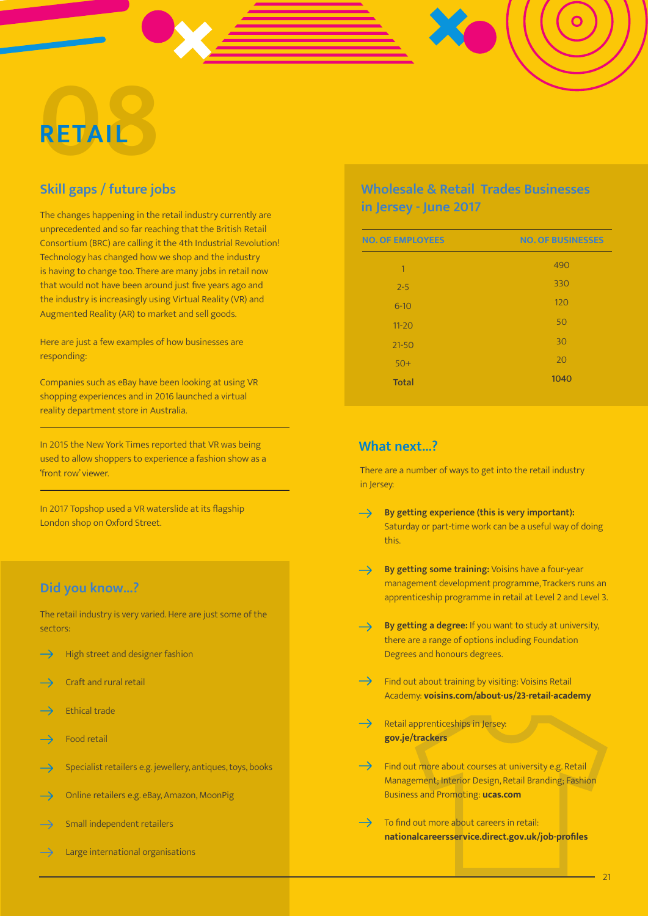# 08 RETAIL

## Skill gaps / future jobs

The changes happening in the retail industry currently are unprecedented and so far reaching that the British Retail Consortium (BRC) are calling it the 4th Industrial Revolution! Technology has changed how we shop and the industry is having to change too. There are many jobs in retail now that would not have been around just five years ago and the industry is increasingly using Virtual Reality (VR) and Augmented Reality (AR) to market and sell goods.

Here are just a few examples of how businesses are responding:

Companies such as eBay have been looking at using VR shopping experiences and in 2016 launched a virtual reality department store in Australia.

In 2015 the New York Times reported that VR was being used to allow shoppers to experience a fashion show as a 'front row' viewer.

In 2017 Topshop used a VR waterslide at its flagship London shop on Oxford Street.

## Did you know...?

The retail industry is very varied. Here are just some of the sectors:

- High street and designer fashion
- Craft and rural retail
- Ethical trade
- Food retail
- Specialist retailers e.g. jewellery, antiques, toys, books
- Online retailers e.g. eBay, Amazon, MoonPig
- Small independent retailers
- Large international organisations

## Wholesale & Retail Trades Businesses in Jersey - June 2017

| NO. OF EMPLOYEES | NO. OF BUSINESSES |
|---|---|
| 1 | 490 |
| 2-5 | 330 |
| 6-10 | 120 |
| 11-20 | 50 |
| 21-50 | 30 |
| 50+ | 20 |
| **Total** | **1040** |

## What next...?

There are a number of ways to get into the retail industry in Jersey:

- **By getting experience (this is very important):** Saturday or part-time work can be a useful way of doing this.
- **By getting some training:** Voisins have a four-year management development programme, Trackers runs an apprenticeship programme in retail at Level 2 and Level 3.
- **By getting a degree:** If you want to study at university, there are a range of options including Foundation Degrees and honours degrees.
- Find out about training by visiting: Voisins Retail Academy: **voisins.com/about-us/23-retail-academy**
- Retail apprenticeships in Jersey: **gov.je/trackers**
- Find out more about courses at university e.g. Retail Management; Interior Design, Retail Branding; Fashion Business and Promoting: **ucas.com**
- To find out more about careers in retail: **nationalcareersservice.direct.gov.uk/job-profiles**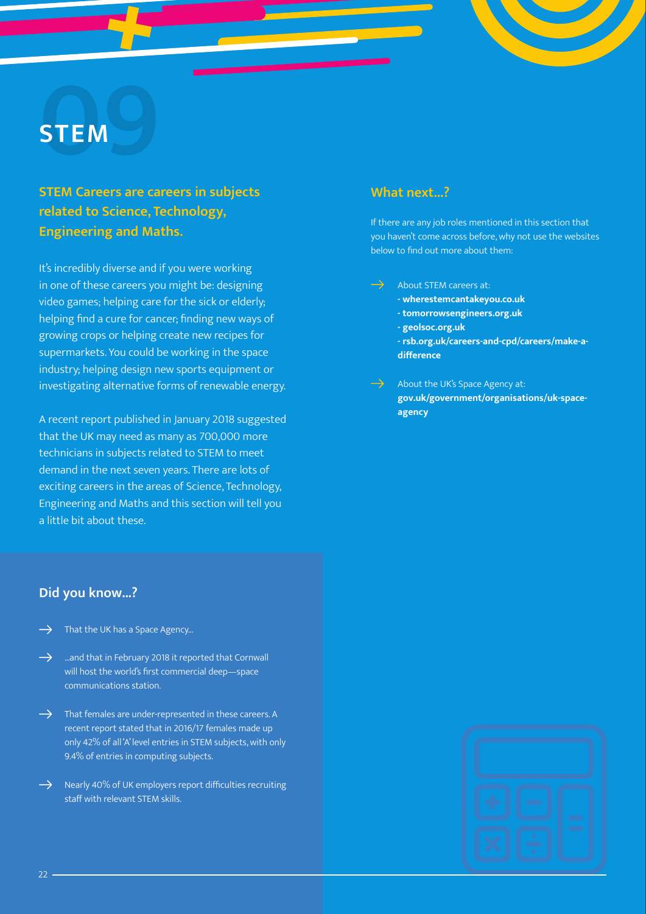# 09 STEM

**STEM Careers are careers in subjects related to Science, Technology, Engineering and Maths.**

It's incredibly diverse and if you were working in one of these careers you might be: designing video games; helping care for the sick or elderly; helping find a cure for cancer; finding new ways of growing crops or helping create new recipes for supermarkets. You could be working in the space industry; helping design new sports equipment or investigating alternative forms of renewable energy.

A recent report published in January 2018 suggested that the UK may need as many as 700,000 more technicians in subjects related to STEM to meet demand in the next seven years. There are lots of exciting careers in the areas of Science, Technology, Engineering and Maths and this section will tell you a little bit about these.

## Did you know...?

- That the UK has a Space Agency...
- ...and that in February 2018 it reported that Cornwall will host the world's first commercial deep—space communications station.
- That females are under-represented in these careers. A recent report stated that in 2016/17 females made up only 42% of all 'A' level entries in STEM subjects, with only 9.4% of entries in computing subjects.
- Nearly 40% of UK employers report difficulties recruiting staff with relevant STEM skills.

## What next...?

If there are any job roles mentioned in this section that you haven't come across before, why not use the websites below to find out more about them:

- About STEM careers at:
  - **wherestemcantakeyou.co.uk**
  - **tomorrowsengineers.org.uk**
  - **geolsoc.org.uk**
  - **rsb.org.uk/careers-and-cpd/careers/make-a-difference**
- About the UK's Space Agency at: **gov.uk/government/organisations/uk-space-agency**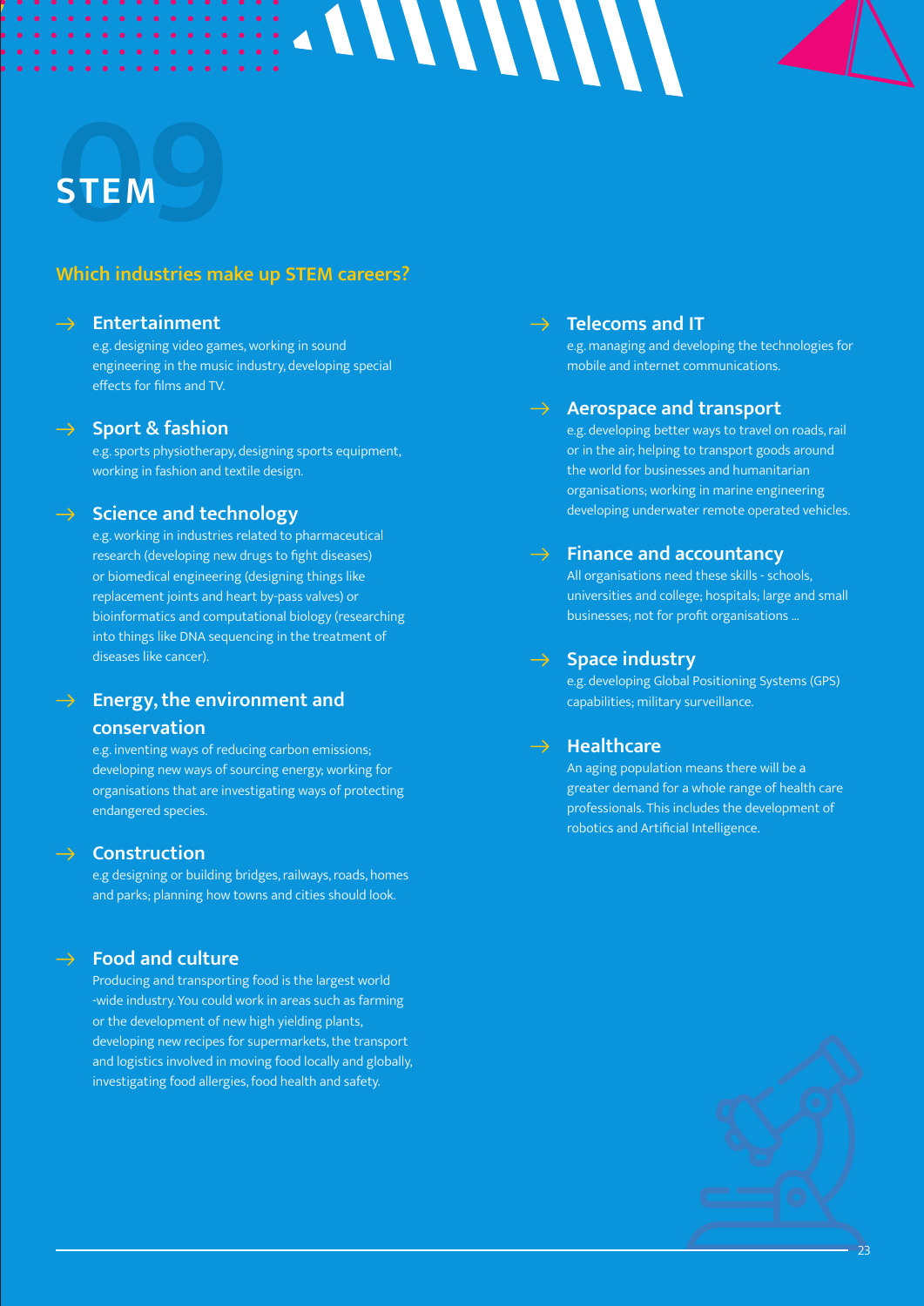# 09 STEM

## Which industries make up STEM careers?

### Entertainment

e.g. designing video games, working in sound engineering in the music industry, developing special effects for films and TV.

### Sport & fashion

e.g. sports physiotherapy, designing sports equipment, working in fashion and textile design.

### Science and technology

e.g. working in industries related to pharmaceutical research (developing new drugs to fight diseases) or biomedical engineering (designing things like replacement joints and heart by-pass valves) or bioinformatics and computational biology (researching into things like DNA sequencing in the treatment of diseases like cancer).

### Energy, the environment and conservation

e.g. inventing ways of reducing carbon emissions; developing new ways of sourcing energy; working for organisations that are investigating ways of protecting endangered species.

### Construction

e.g designing or building bridges, railways, roads, homes and parks; planning how towns and cities should look.

### Food and culture

Producing and transporting food is the largest world -wide industry. You could work in areas such as farming or the development of new high yielding plants, developing new recipes for supermarkets, the transport and logistics involved in moving food locally and globally, investigating food allergies, food health and safety.

### Telecoms and IT

e.g. managing and developing the technologies for mobile and internet communications.

### Aerospace and transport

e.g. developing better ways to travel on roads, rail or in the air; helping to transport goods around the world for businesses and humanitarian organisations; working in marine engineering developing underwater remote operated vehicles.

### Finance and accountancy

All organisations need these skills - schools, universities and college; hospitals; large and small businesses; not for profit organisations ...

### Space industry

e.g. developing Global Positioning Systems (GPS) capabilities; military surveillance.

### Healthcare

An aging population means there will be a greater demand for a whole range of health care professionals. This includes the development of robotics and Artificial Intelligence.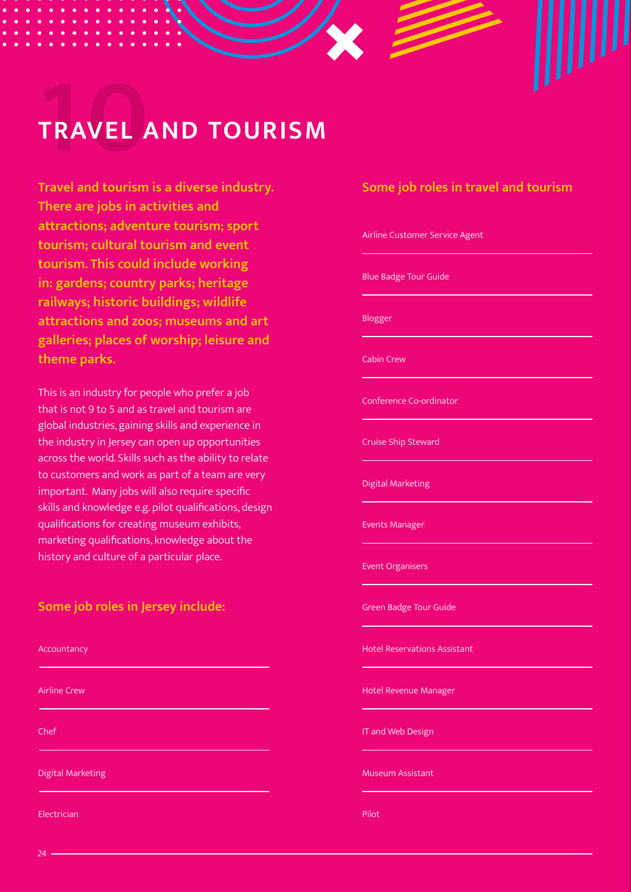# 10 TRAVEL AND TOURISM

**Travel and tourism is a diverse industry. There are jobs in activities and attractions; adventure tourism; sport tourism; cultural tourism and event tourism. This could include working in: gardens; country parks; heritage railways; historic buildings; wildlife attractions and zoos; museums and art galleries; places of worship; leisure and theme parks.**

This is an industry for people who prefer a job that is not 9 to 5 and as travel and tourism are global industries, gaining skills and experience in the industry in Jersey can open up opportunities across the world. Skills such as the ability to relate to customers and work as part of a team are very important. Many jobs will also require specific skills and knowledge e.g. pilot qualifications, design qualifications for creating museum exhibits, marketing qualifications, knowledge about the history and culture of a particular place.

## Some job roles in Jersey include:

- Accountancy
- Airline Crew
- Chef
- Digital Marketing
- Electrician

## Some job roles in travel and tourism

- Airline Customer Service Agent
- Blue Badge Tour Guide
- Blogger
- Cabin Crew
- Conference Co-ordinator
- Cruise Ship Steward
- Digital Marketing
- Events Manager
- Event Organisers
- Green Badge Tour Guide
- Hotel Reservations Assistant
- Hotel Revenue Manager
- IT and Web Design
- Museum Assistant
- Pilot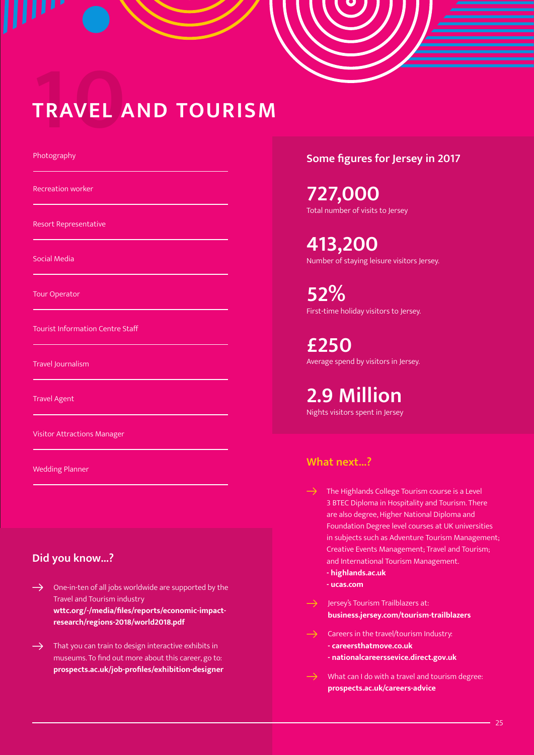# 10 TRAVEL AND TOURISM

- Photography
- Recreation worker
- Resort Representative
- Social Media
- Tour Operator
- Tourist Information Centre Staff
- Travel Journalism
- Travel Agent
- Visitor Attractions Manager
- Wedding Planner

## Did you know...?

→ One-in-ten of all jobs worldwide are supported by the Travel and Tourism industry **wttc.org/-/media/files/reports/economic-impact-research/regions-2018/world2018.pdf**

→ That you can train to design interactive exhibits in museums. To find out more about this career, go to: **prospects.ac.uk/job-profiles/exhibition-designer**

## Some figures for Jersey in 2017

**727,000**
Total number of visits to Jersey

**413,200**
Number of staying leisure visitors Jersey.

**52%**
First-time holiday visitors to Jersey.

**£250**
Average spend by visitors in Jersey.

**2.9 Million**
Nights visitors spent in Jersey

## What next...?

→ The Highlands College Tourism course is a Level 3 BTEC Diploma in Hospitality and Tourism. There are also degree, Higher National Diploma and Foundation Degree level courses at UK universities in subjects such as Adventure Tourism Management; Creative Events Management; Travel and Tourism; and International Tourism Management.
**- highlands.ac.uk**
**- ucas.com**

→ Jersey's Tourism Trailblazers at: **business.jersey.com/tourism-trailblazers**

→ Careers in the travel/tourism Industry:
**- careersthatmove.co.uk**
**- nationalcareerssevice.direct.gov.uk**

→ What can I do with a travel and tourism degree: **prospects.ac.uk/careers-advice**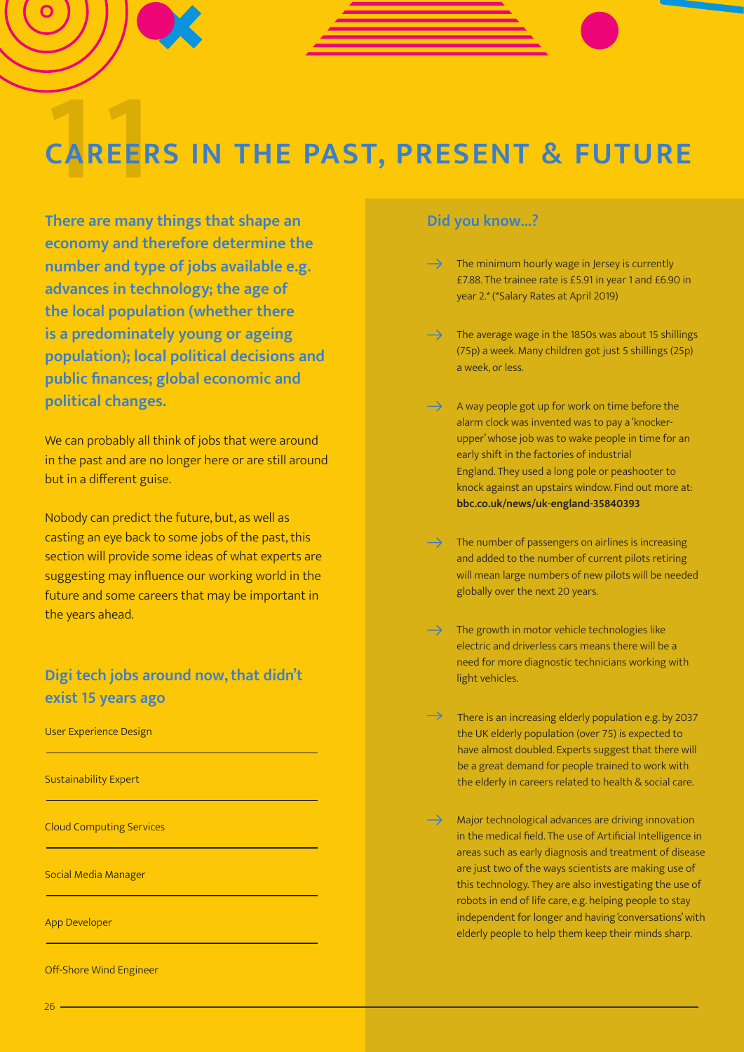# 11 CAREERS IN THE PAST, PRESENT & FUTURE

**There are many things that shape an economy and therefore determine the number and type of jobs available e.g. advances in technology; the age of the local population (whether there is a predominately young or ageing population); local political decisions and public finances; global economic and political changes.**

We can probably all think of jobs that were around in the past and are no longer here or are still around but in a different guise.

Nobody can predict the future, but, as well as casting an eye back to some jobs of the past, this section will provide some ideas of what experts are suggesting may influence our working world in the future and some careers that may be important in the years ahead.

## Digi tech jobs around now, that didn't exist 15 years ago

- User Experience Design
- Sustainability Expert
- Cloud Computing Services
- Social Media Manager
- App Developer
- Off-Shore Wind Engineer

## Did you know...?

- The minimum hourly wage in Jersey is currently £7.88. The trainee rate is £5.91 in year 1 and £6.90 in year 2.* (*Salary Rates at April 2019)
- The average wage in the 1850s was about 15 shillings (75p) a week. Many children got just 5 shillings (25p) a week, or less.
- A way people got up for work on time before the alarm clock was invented was to pay a 'knocker-upper' whose job was to wake people in time for an early shift in the factories of industrial England. They used a long pole or peashooter to knock against an upstairs window. Find out more at: **bbc.co.uk/news/uk-england-35840393**
- The number of passengers on airlines is increasing and added to the number of current pilots retiring will mean large numbers of new pilots will be needed globally over the next 20 years.
- The growth in motor vehicle technologies like electric and driverless cars means there will be a need for more diagnostic technicians working with light vehicles.
- There is an increasing elderly population e.g. by 2037 the UK elderly population (over 75) is expected to have almost doubled. Experts suggest that there will be a great demand for people trained to work with the elderly in careers related to health & social care.
- Major technological advances are driving innovation in the medical field. The use of Artificial Intelligence in areas such as early diagnosis and treatment of disease are just two of the ways scientists are making use of this technology. They are also investigating the use of robots in end of life care, e.g. helping people to stay independent for longer and having 'conversations' with elderly people to help them keep their minds sharp.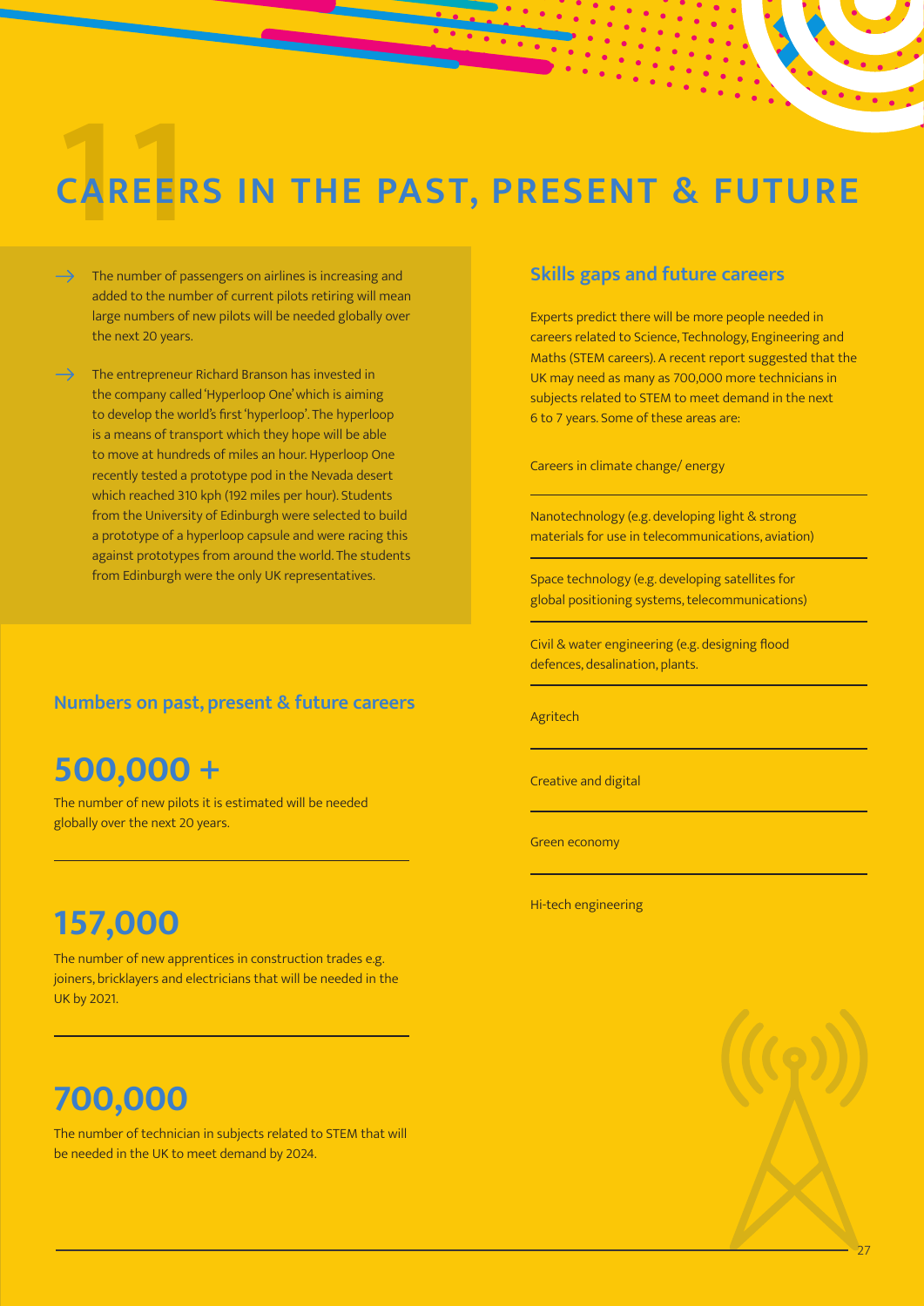# 11 CAREERS IN THE PAST, PRESENT & FUTURE

- The number of passengers on airlines is increasing and added to the number of current pilots retiring will mean large numbers of new pilots will be needed globally over the next 20 years.
- The entrepreneur Richard Branson has invested in the company called 'Hyperloop One' which is aiming to develop the world's first 'hyperloop'. The hyperloop is a means of transport which they hope will be able to move at hundreds of miles an hour. Hyperloop One recently tested a prototype pod in the Nevada desert which reached 310 kph (192 miles per hour). Students from the University of Edinburgh were selected to build a prototype of a hyperloop capsule and were racing this against prototypes from around the world. The students from Edinburgh were the only UK representatives.

## Numbers on past, present & future careers

**500,000 +**

The number of new pilots it is estimated will be needed globally over the next 20 years.

**157,000**

The number of new apprentices in construction trades e.g. joiners, bricklayers and electricians that will be needed in the UK by 2021.

**700,000**

The number of technician in subjects related to STEM that will be needed in the UK to meet demand by 2024.

## Skills gaps and future careers

Experts predict there will be more people needed in careers related to Science, Technology, Engineering and Maths (STEM careers). A recent report suggested that the UK may need as many as 700,000 more technicians in subjects related to STEM to meet demand in the next 6 to 7 years. Some of these areas are:

Careers in climate change/ energy

Nanotechnology (e.g. developing light & strong materials for use in telecommunications, aviation)

Space technology (e.g. developing satellites for global positioning systems, telecommunications)

Civil & water engineering (e.g. designing flood defences, desalination, plants.

Agritech

Creative and digital

Green economy

Hi-tech engineering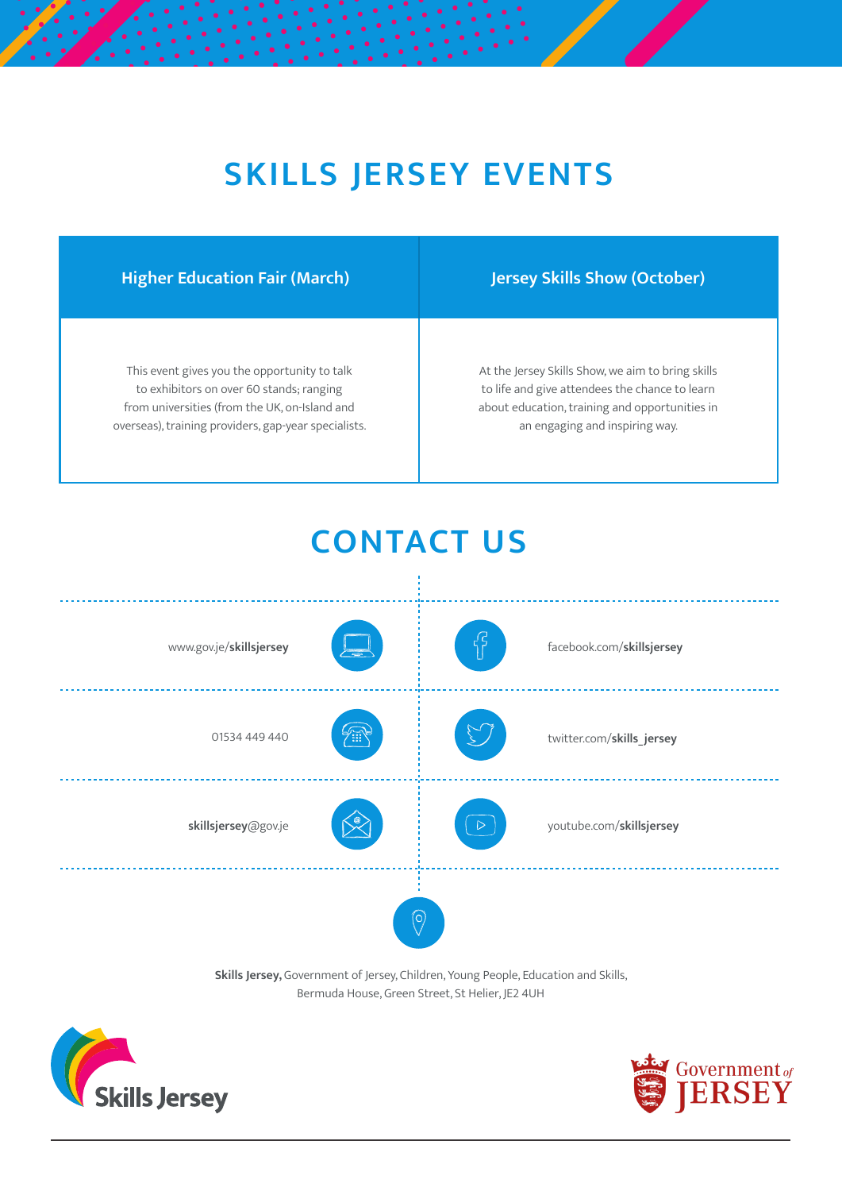# SKILLS JERSEY EVENTS

| Higher Education Fair (March) | Jersey Skills Show (October) |
| --- | --- |
| This event gives you the opportunity to talk to exhibitors on over 60 stands; ranging from universities (from the UK, on-Island and overseas), training providers, gap-year specialists. | At the Jersey Skills Show, we aim to bring skills to life and give attendees the chance to learn about education, training and opportunities in an engaging and inspiring way. |

# CONTACT US

www.gov.je/**skillsjersey**

facebook.com/**skillsjersey**

01534 449 440

twitter.com/**skills_jersey**

**skillsjersey**@gov.je

youtube.com/**skillsjersey**

**Skills Jersey,** Government of Jersey, Children, Young People, Education and Skills,
Bermuda House, Green Street, St Helier, JE2 4UH

Skills Jersey

Government of JERSEY